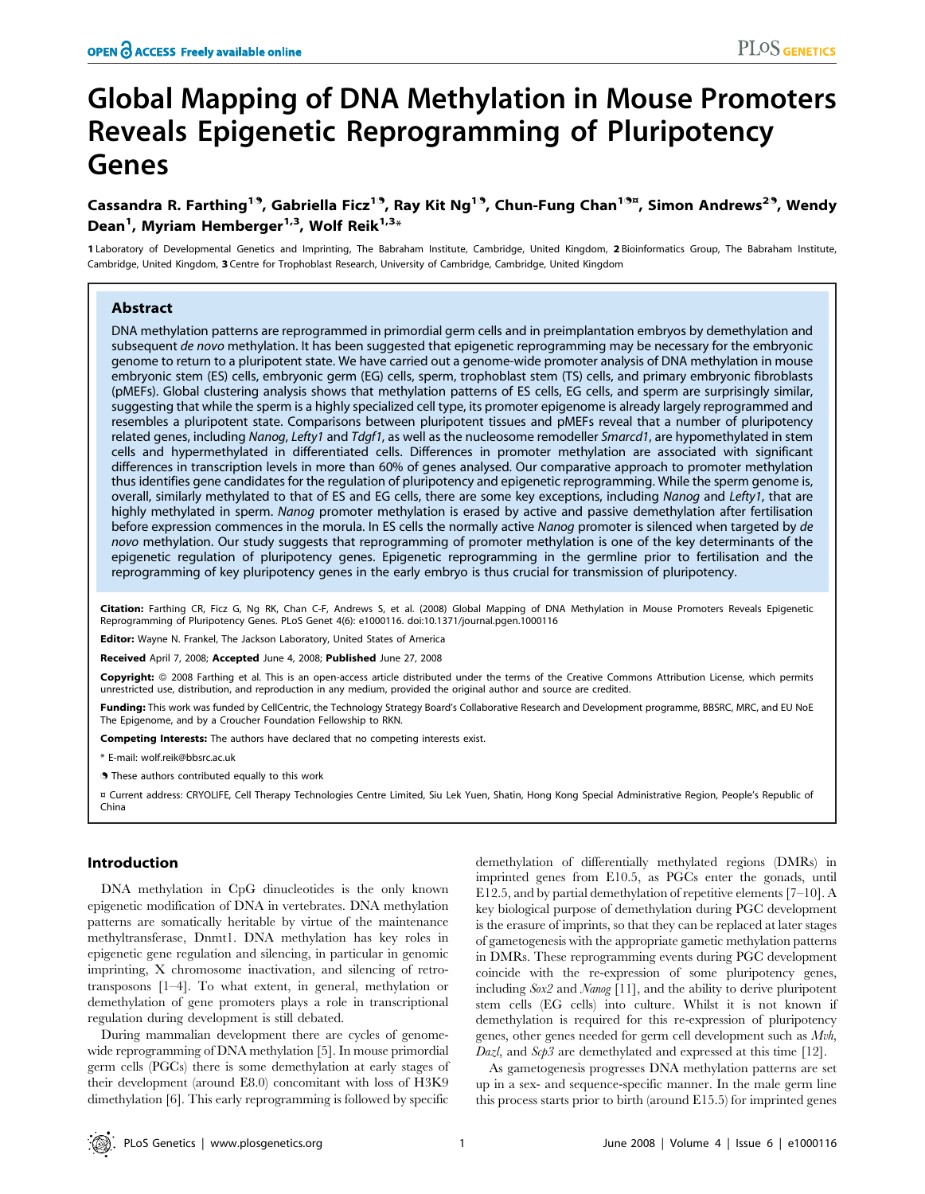# Global Mapping of DNA Methylation in Mouse Promoters Reveals Epigenetic Reprogramming of Pluripotency Genes

**Cassandra R. Farthing[1,9], Gabriella Ficz[1,9], Ray Kit Ng[1,9], Chun-Fung Chan[1,9,¤], Simon Andrews[2,9], Wendy Dean[1], Myriam Hemberger[1,3], Wolf Reik[1,3]***

1 Laboratory of Developmental Genetics and Imprinting, The Babraham Institute, Cambridge, United Kingdom, 2 Bioinformatics Group, The Babraham Institute, Cambridge, United Kingdom, 3 Centre for Trophoblast Research, University of Cambridge, Cambridge, United Kingdom

## Abstract

DNA methylation patterns are reprogrammed in primordial germ cells and in preimplantation embryos by demethylation and subsequent *de novo* methylation. It has been suggested that epigenetic reprogramming may be necessary for the embryonic genome to return to a pluripotent state. We have carried out a genome-wide promoter analysis of DNA methylation in mouse embryonic stem (ES) cells, embryonic germ (EG) cells, sperm, trophoblast stem (TS) cells, and primary embryonic fibroblasts (pMEFs). Global clustering analysis shows that methylation patterns of ES cells, EG cells, and sperm are surprisingly similar, suggesting that while the sperm is a highly specialized cell type, its promoter epigenome is already largely reprogrammed and resembles a pluripotent state. Comparisons between pluripotent tissues and pMEFs reveal that a number of pluripotency related genes, including *Nanog*, *Lefty1* and *Tdgf1*, as well as the nucleosome remodeller *Smarcd1*, are hypomethylated in stem cells and hypermethylated in differentiated cells. Differences in promoter methylation are associated with significant differences in transcription levels in more than 60% of genes analysed. Our comparative approach to promoter methylation thus identifies gene candidates for the regulation of pluripotency and epigenetic reprogramming. While the sperm genome is, overall, similarly methylated to that of ES and EG cells, there are some key exceptions, including *Nanog* and *Lefty1*, that are highly methylated in sperm. *Nanog* promoter methylation is erased by active and passive demethylation after fertilisation before expression commences in the morula. In ES cells the normally active *Nanog* promoter is silenced when targeted by *de novo* methylation. Our study suggests that reprogramming of promoter methylation is one of the key determinants of the epigenetic regulation of pluripotency genes. Epigenetic reprogramming in the germline prior to fertilisation and the reprogramming of key pluripotency genes in the early embryo is thus crucial for transmission of pluripotency.

**Citation:** Farthing CR, Ficz G, Ng RK, Chan C-F, Andrews S, et al. (2008) Global Mapping of DNA Methylation in Mouse Promoters Reveals Epigenetic Reprogramming of Pluripotency Genes. PLoS Genet 4(6): e1000116. doi:10.1371/journal.pgen.1000116

**Editor:** Wayne N. Frankel, The Jackson Laboratory, United States of America

**Received** April 7, 2008; **Accepted** June 4, 2008; **Published** June 27, 2008

**Copyright:** © 2008 Farthing et al. This is an open-access article distributed under the terms of the Creative Commons Attribution License, which permits unrestricted use, distribution, and reproduction in any medium, provided the original author and source are credited.

**Funding:** This work was funded by CellCentric, the Technology Strategy Board's Collaborative Research and Development programme, BBSRC, MRC, and EU NoE The Epigenome, and by a Croucher Foundation Fellowship to RKN.

**Competing Interests:** The authors have declared that no competing interests exist.

\* E-mail: wolf.reik@bbsrc.ac.uk

9 These authors contributed equally to this work

¤ Current address: CRYOLIFE, Cell Therapy Technologies Centre Limited, Siu Lek Yuen, Shatin, Hong Kong Special Administrative Region, People's Republic of China

## Introduction

DNA methylation in CpG dinucleotides is the only known epigenetic modification of DNA in vertebrates. DNA methylation patterns are somatically heritable by virtue of the maintenance methyltransferase, Dnmt1. DNA methylation has key roles in epigenetic gene regulation and silencing, in particular in genomic imprinting, X chromosome inactivation, and silencing of retrotransposons [1–4]. To what extent, in general, methylation or demethylation of gene promoters plays a role in transcriptional regulation during development is still debated.

During mammalian development there are cycles of genome-wide reprogramming of DNA methylation [5]. In mouse primordial germ cells (PGCs) there is some demethylation at early stages of their development (around E8.0) concomitant with loss of H3K9 dimethylation [6]. This early reprogramming is followed by specific demethylation of differentially methylated regions (DMRs) in imprinted genes from E10.5, as PGCs enter the gonads, until E12.5, and by partial demethylation of repetitive elements [7–10]. A key biological purpose of demethylation during PGC development is the erasure of imprints, so that they can be replaced at later stages of gametogenesis with the appropriate gametic methylation patterns in DMRs. These reprogramming events during PGC development coincide with the re-expression of some pluripotency genes, including *Sox2* and *Nanog* [11], and the ability to derive pluripotent stem cells (EG cells) into culture. Whilst it is not known if demethylation is required for this re-expression of pluripotency genes, other genes needed for germ cell development such as *Mvh*, *Dazl*, and *Scp3* are demethylated and expressed at this time [12].

As gametogenesis progresses DNA methylation patterns are set up in a sex- and sequence-specific manner. In the male germ line this process starts prior to birth (around E15.5) for imprinted genes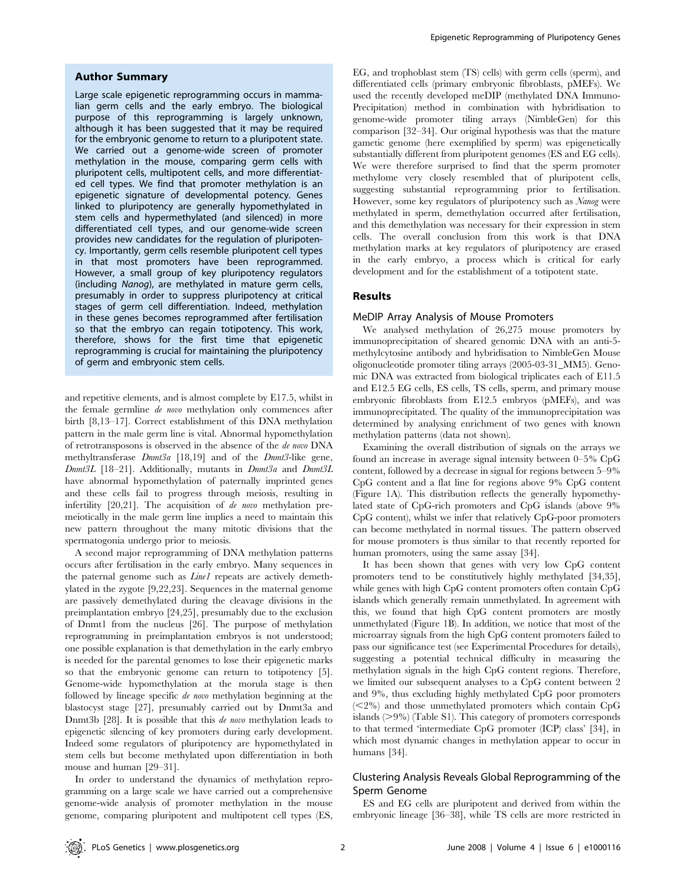## Author Summary

Large scale epigenetic reprogramming occurs in mammalian germ cells and the early embryo. The biological purpose of this reprogramming is largely unknown, although it has been suggested that it may be required for the embryonic genome to return to a pluripotent state. We carried out a genome-wide screen of promoter methylation in the mouse, comparing germ cells with pluripotent cells, multipotent cells, and more differentiated cell types. We find that promoter methylation is an epigenetic signature of developmental potency. Genes linked to pluripotency are generally hypomethylated in stem cells and hypermethylated (and silenced) in more differentiated cell types, and our genome-wide screen provides new candidates for the regulation of pluripotency. Importantly, germ cells resemble pluripotent cell types in that most promoters have been reprogrammed. However, a small group of key pluripotency regulators (including *Nanog*), are methylated in mature germ cells, presumably in order to suppress pluripotency at critical stages of germ cell differentiation. Indeed, methylation in these genes becomes reprogrammed after fertilisation so that the embryo can regain totipotency. This work, therefore, shows for the first time that epigenetic reprogramming is crucial for maintaining the pluripotency of germ and embryonic stem cells.

and repetitive elements, and is almost complete by E17.5, whilst in the female germline *de novo* methylation only commences after birth [8,13–17]. Correct establishment of this DNA methylation pattern in the male germ line is vital. Abnormal hypomethylation of retrotransposons is observed in the absence of the *de novo* DNA methyltransferase *Dnmt3a* [18,19] and of the *Dnmt3*-like gene, *Dnmt3L* [18–21]. Additionally, mutants in *Dnmt3a* and *Dnmt3L* have abnormal hypomethylation of paternally imprinted genes and these cells fail to progress through meiosis, resulting in infertility [20,21]. The acquisition of *de novo* methylation premeiotically in the male germ line implies a need to maintain this new pattern throughout the many mitotic divisions that the spermatogonia undergo prior to meiosis.

A second major reprogramming of DNA methylation patterns occurs after fertilisation in the early embryo. Many sequences in the paternal genome such as *Line1* repeats are actively demethylated in the zygote [9,22,23]. Sequences in the maternal genome are passively demethylated during the cleavage divisions in the preimplantation embryo [24,25], presumably due to the exclusion of Dnmt1 from the nucleus [26]. The purpose of methylation reprogramming in preimplantation embryos is not understood; one possible explanation is that demethylation in the early embryo is needed for the parental genomes to lose their epigenetic marks so that the embryonic genome can return to totipotency [5]. Genome-wide hypomethylation at the morula stage is then followed by lineage specific *de novo* methylation beginning at the blastocyst stage [27], presumably carried out by Dnmt3a and Dnmt3b [28]. It is possible that this *de novo* methylation leads to epigenetic silencing of key promoters during early development. Indeed some regulators of pluripotency are hypomethylated in stem cells but become methylated upon differentiation in both mouse and human [29–31].

In order to understand the dynamics of methylation reprogramming on a large scale we have carried out a comprehensive genome-wide analysis of promoter methylation in the mouse genome, comparing pluripotent and multipotent cell types (ES, EG, and trophoblast stem (TS) cells) with germ cells (sperm), and differentiated cells (primary embryonic fibroblasts, pMEFs). We used the recently developed meDIP (methylated DNA Immuno-Precipitation) method in combination with hybridisation to genome-wide promoter tiling arrays (NimbleGen) for this comparison [32–34]. Our original hypothesis was that the mature gametic genome (here exemplified by sperm) was epigenetically substantially different from pluripotent genomes (ES and EG cells). We were therefore surprised to find that the sperm promoter methylome very closely resembled that of pluripotent cells, suggesting substantial reprogramming prior to fertilisation. However, some key regulators of pluripotency such as *Nanog* were methylated in sperm, demethylation occurred after fertilisation, and this demethylation was necessary for their expression in stem cells. The overall conclusion from this work is that DNA methylation marks at key regulators of pluripotency are erased in the early embryo, a process which is critical for early development and for the establishment of a totipotent state.

## Results

### MeDIP Array Analysis of Mouse Promoters

We analysed methylation of 26,275 mouse promoters by immunoprecipitation of sheared genomic DNA with an anti-5-methylcytosine antibody and hybridisation to NimbleGen Mouse oligonucleotide promoter tiling arrays (2005-03-31_MM5). Genomic DNA was extracted from biological triplicates each of E11.5 and E12.5 EG cells, ES cells, TS cells, sperm, and primary mouse embryonic fibroblasts from E12.5 embryos (pMEFs), and was immunoprecipitated. The quality of the immunoprecipitation was determined by analysing enrichment of two genes with known methylation patterns (data not shown).

Examining the overall distribution of signals on the arrays we found an increase in average signal intensity between 0–5% CpG content, followed by a decrease in signal for regions between 5–9% CpG content and a flat line for regions above 9% CpG content (Figure 1A). This distribution reflects the generally hypomethylated state of CpG-rich promoters and CpG islands (above 9% CpG content), whilst we infer that relatively CpG-poor promoters can become methylated in normal tissues. The pattern observed for mouse promoters is thus similar to that recently reported for human promoters, using the same assay [34].

It has been shown that genes with very low CpG content promoters tend to be constitutively highly methylated [34,35], while genes with high CpG content promoters often contain CpG islands which generally remain unmethylated. In agreement with this, we found that high CpG content promoters are mostly unmethylated (Figure 1B). In addition, we notice that most of the microarray signals from the high CpG content promoters failed to pass our significance test (see Experimental Procedures for details), suggesting a potential technical difficulty in measuring the methylation signals in the high CpG content regions. Therefore, we limited our subsequent analyses to a CpG content between 2 and 9%, thus excluding highly methylated CpG poor promoters (<2%) and those unmethylated promoters which contain CpG islands (>9%) (Table S1). This category of promoters corresponds to that termed 'intermediate CpG promoter (ICP) class' [34], in which most dynamic changes in methylation appear to occur in humans [34].

### Clustering Analysis Reveals Global Reprogramming of the Sperm Genome

ES and EG cells are pluripotent and derived from within the embryonic lineage [36–38], while TS cells are more restricted in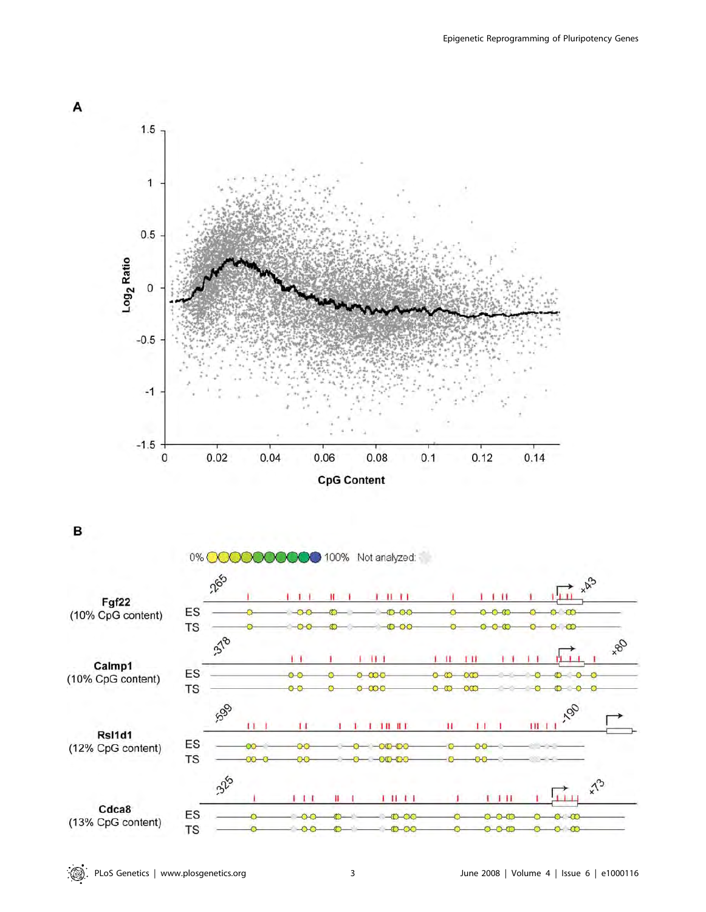A

Log$_2$ Ratio

CpG Content

B

0% 100% Not analyzed:

Fgf22
(10% CpG content)

Calmp1
(10% CpG content)

Rsl1d1
(12% CpG content)

Cdca8
(13% CpG content)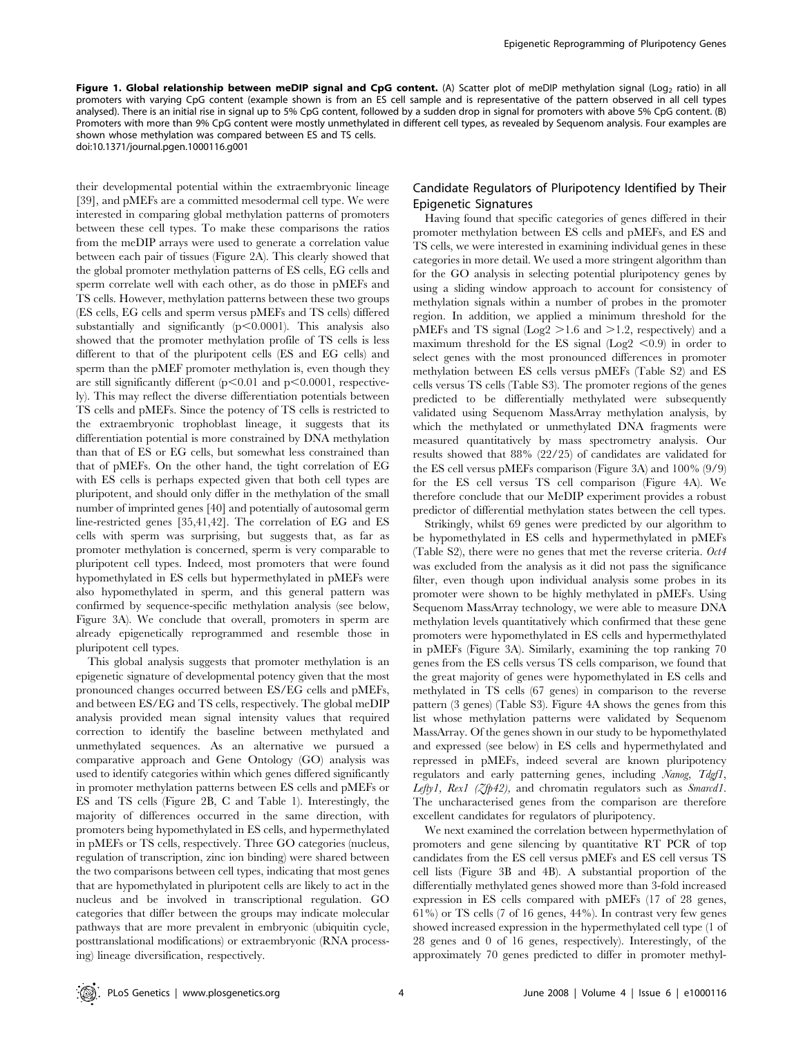**Figure 1. Global relationship between meDIP signal and CpG content.** (A) Scatter plot of meDIP methylation signal ($Log_2$ ratio) in all promoters with varying CpG content (example shown is from an ES cell sample and is representative of the pattern observed in all cell types analysed). There is an initial rise in signal up to 5% CpG content, followed by a sudden drop in signal for promoters with above 5% CpG content. (B) Promoters with more than 9% CpG content were mostly unmethylated in different cell types, as revealed by Sequenom analysis. Four examples are shown whose methylation was compared between ES and TS cells.
doi:10.1371/journal.pgen.1000116.g001

their developmental potential within the extraembryonic lineage [39], and pMEFs are a committed mesodermal cell type. We were interested in comparing global methylation patterns of promoters between these cell types. To make these comparisons the ratios from the meDIP arrays were used to generate a correlation value between each pair of tissues (Figure 2A). This clearly showed that the global promoter methylation patterns of ES cells, EG cells and sperm correlate well with each other, as do those in pMEFs and TS cells. However, methylation patterns between these two groups (ES cells, EG cells and sperm versus pMEFs and TS cells) differed substantially and significantly ($p<0.0001$). This analysis also showed that the promoter methylation profile of TS cells is less different to that of the pluripotent cells (ES and EG cells) and sperm than the pMEF promoter methylation is, even though they are still significantly different ($p<0.01$ and $p<0.0001$, respectively). This may reflect the diverse differentiation potentials between TS cells and pMEFs. Since the potency of TS cells is restricted to the extraembryonic trophoblast lineage, it suggests that its differentiation potential is more constrained by DNA methylation than that of ES or EG cells, but somewhat less constrained than that of pMEFs. On the other hand, the tight correlation of EG with ES cells is perhaps expected given that both cell types are pluripotent, and should only differ in the methylation of the small number of imprinted genes [40] and potentially of autosomal germ line-restricted genes [35,41,42]. The correlation of EG and ES cells with sperm was surprising, but suggests that, as far as promoter methylation is concerned, sperm is very comparable to pluripotent cell types. Indeed, most promoters that were found hypomethylated in ES cells but hypermethylated in pMEFs were also hypomethylated in sperm, and this general pattern was confirmed by sequence-specific methylation analysis (see below, Figure 3A). We conclude that overall, promoters in sperm are already epigenetically reprogrammed and resemble those in pluripotent cell types.

This global analysis suggests that promoter methylation is an epigenetic signature of developmental potency given that the most pronounced changes occurred between ES/EG cells and pMEFs, and between ES/EG and TS cells, respectively. The global meDIP analysis provided mean signal intensity values that required correction to identify the baseline between methylated and unmethylated sequences. As an alternative we pursued a comparative approach and Gene Ontology (GO) analysis was used to identify categories within which genes differed significantly in promoter methylation patterns between ES cells and pMEFs or ES and TS cells (Figure 2B, C and Table 1). Interestingly, the majority of differences occurred in the same direction, with promoters being hypomethylated in ES cells, and hypermethylated in pMEFs or TS cells, respectively. Three GO categories (nucleus, regulation of transcription, zinc ion binding) were shared between the two comparisons between cell types, indicating that most genes that are hypomethylated in pluripotent cells are likely to act in the nucleus and be involved in transcriptional regulation. GO categories that differ between the groups may indicate molecular pathways that are more prevalent in embryonic (ubiquitin cycle, posttranslational modifications) or extraembryonic (RNA processing) lineage diversification, respectively.

## Candidate Regulators of Pluripotency Identified by Their Epigenetic Signatures

Having found that specific categories of genes differed in their promoter methylation between ES cells and pMEFs, and ES and TS cells, we were interested in examining individual genes in these categories in more detail. We used a more stringent algorithm than for the GO analysis in selecting potential pluripotency genes by using a sliding window approach to account for consistency of methylation signals within a number of probes in the promoter region. In addition, we applied a minimum threshold for the pMEFs and TS signal (Log2 $>1.6$ and $>1.2$, respectively) and a maximum threshold for the ES signal (Log2 $<0.9$) in order to select genes with the most pronounced differences in promoter methylation between ES cells versus pMEFs (Table S2) and ES cells versus TS cells (Table S3). The promoter regions of the genes predicted to be differentially methylated were subsequently validated using Sequenom MassArray methylation analysis, by which the methylated or unmethylated DNA fragments were measured quantitatively by mass spectrometry analysis. Our results showed that 88% (22/25) of candidates are validated for the ES cell versus pMEFs comparison (Figure 3A) and 100% (9/9) for the ES cell versus TS cell comparison (Figure 4A). We therefore conclude that our MeDIP experiment provides a robust predictor of differential methylation states between the cell types.

Strikingly, whilst 69 genes were predicted by our algorithm to be hypomethylated in ES cells and hypermethylated in pMEFs (Table S2), there were no genes that met the reverse criteria. *Oct4* was excluded from the analysis as it did not pass the significance filter, even though upon individual analysis some probes in its promoter were shown to be highly methylated in pMEFs. Using Sequenom MassArray technology, we were able to measure DNA methylation levels quantitatively which confirmed that these gene promoters were hypomethylated in ES cells and hypermethylated in pMEFs (Figure 3A). Similarly, examining the top ranking 70 genes from the ES cells versus TS cells comparison, we found that the great majority of genes were hypomethylated in ES cells and methylated in TS cells (67 genes) in comparison to the reverse pattern (3 genes) (Table S3). Figure 4A shows the genes from this list whose methylation patterns were validated by Sequenom MassArray. Of the genes shown in our study to be hypomethylated and expressed (see below) in ES cells and hypermethylated and repressed in pMEFs, indeed several are known pluripotency regulators and early patterning genes, including *Nanog*, *Tdgf1*, *Lefty1*, *Rex1 (Zfp42)*, and chromatin regulators such as *Smarcd1*. The uncharacterised genes from the comparison are therefore excellent candidates for regulators of pluripotency.

We next examined the correlation between hypermethylation of promoters and gene silencing by quantitative RT PCR of top candidates from the ES cell versus pMEFs and ES cell versus TS cell lists (Figure 3B and 4B). A substantial proportion of the differentially methylated genes showed more than 3-fold increased expression in ES cells compared with pMEFs (17 of 28 genes, 61%) or TS cells (7 of 16 genes, 44%). In contrast very few genes showed increased expression in the hypermethylated cell type (1 of 28 genes and 0 of 16 genes, respectively). Interestingly, of the approximately 70 genes predicted to differ in promoter methyl-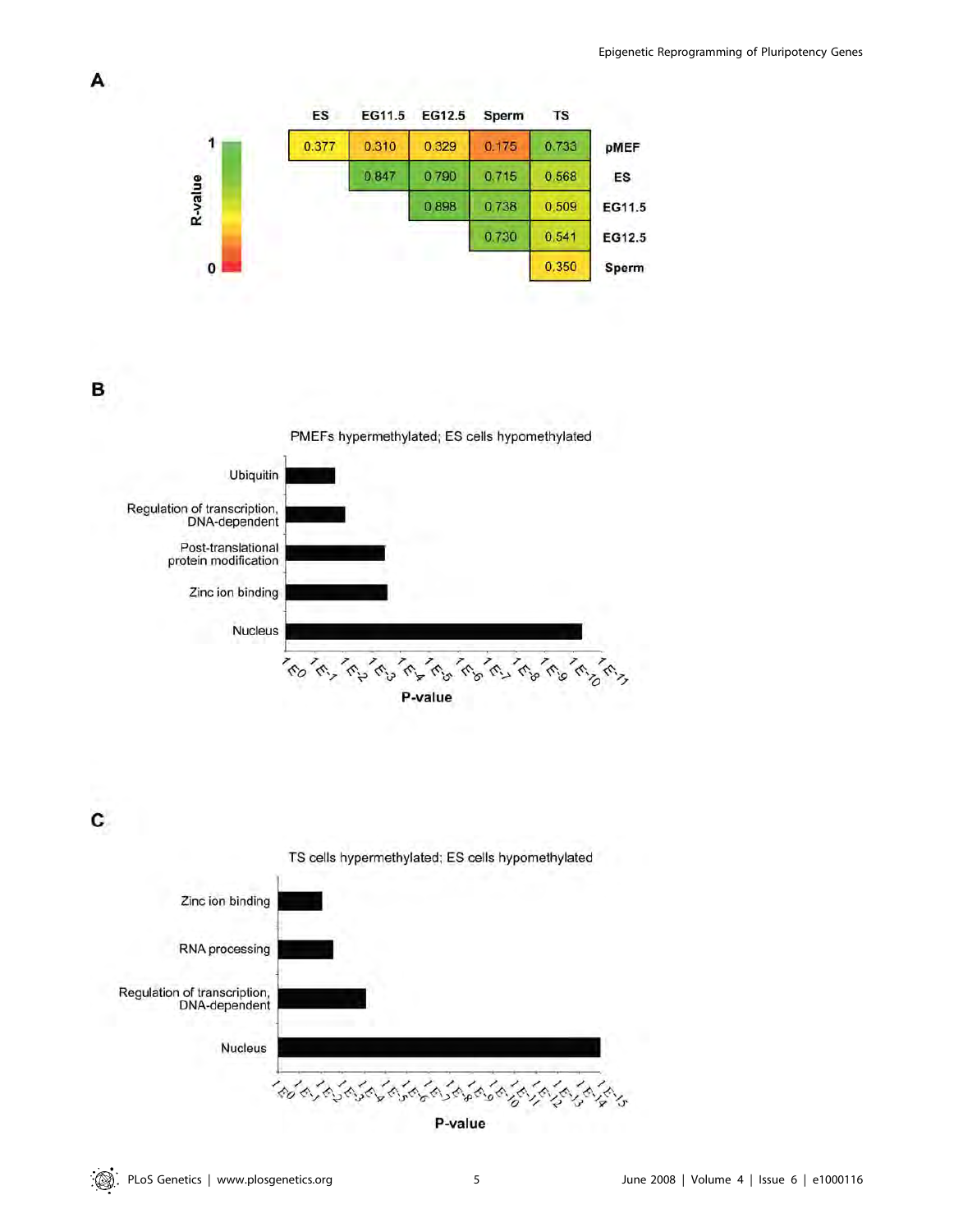**A**

|  | ES | EG11.5 | EG12.5 | Sperm | TS |  |
|---|---|---|---|---|---|---|
|  | 0.377 | 0.310 | 0.329 | 0.175 | 0.733 | **pMEF** |
|  |  | 0.847 | 0.790 | 0.715 | 0.568 | **ES** |
|  |  |  | 0.898 | 0.738 | 0.509 | **EG11.5** |
|  |  |  |  | 0.730 | 0.541 | **EG12.5** |
|  |  |  |  |  | 0.350 | **Sperm** |

R-value (scale 0 to 1)

**B**

PMEFs hypermethylated; ES cells hypomethylated

Categories: Ubiquitin; Regulation of transcription, DNA-dependent; Post-translational protein modification; Zinc ion binding; Nucleus

P-value axis: 1E0 to 1E-11

**C**

TS cells hypermethylated; ES cells hypomethylated

Categories: Zinc ion binding; RNA processing; Regulation of transcription, DNA-dependent; Nucleus

P-value axis: 1E0 to 1E-15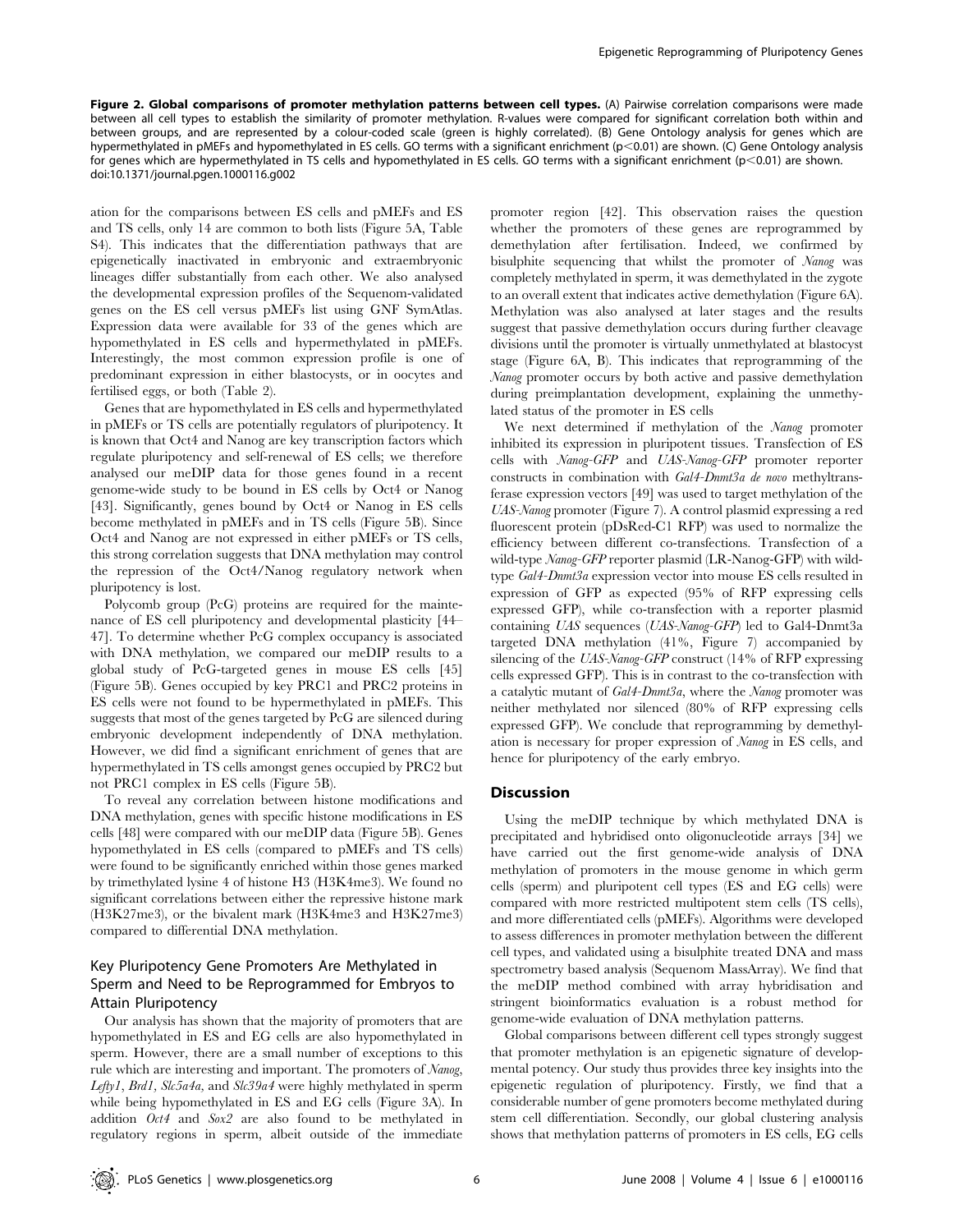**Figure 2. Global comparisons of promoter methylation patterns between cell types.** (A) Pairwise correlation comparisons were made between all cell types to establish the similarity of promoter methylation. R-values were compared for significant correlation both within and between groups, and are represented by a colour-coded scale (green is highly correlated). (B) Gene Ontology analysis for genes which are hypermethylated in pMEFs and hypomethylated in ES cells. GO terms with a significant enrichment ($p<0.01$) are shown. (C) Gene Ontology analysis for genes which are hypermethylated in TS cells and hypomethylated in ES cells. GO terms with a significant enrichment ($p<0.01$) are shown.
doi:10.1371/journal.pgen.1000116.g002

ation for the comparisons between ES cells and pMEFs and ES and TS cells, only 14 are common to both lists (Figure 5A, Table S4). This indicates that the differentiation pathways that are epigenetically inactivated in embryonic and extraembryonic lineages differ substantially from each other. We also analysed the developmental expression profiles of the Sequenom-validated genes on the ES cell versus pMEFs list using GNF SymAtlas. Expression data were available for 33 of the genes which are hypomethylated in ES cells and hypermethylated in pMEFs. Interestingly, the most common expression profile is one of predominant expression in either blastocysts, or in oocytes and fertilised eggs, or both (Table 2).

Genes that are hypomethylated in ES cells and hypermethylated in pMEFs or TS cells are potentially regulators of pluripotency. It is known that Oct4 and Nanog are key transcription factors which regulate pluripotency and self-renewal of ES cells; we therefore analysed our meDIP data for those genes found in a recent genome-wide study to be bound in ES cells by Oct4 or Nanog [43]. Significantly, genes bound by Oct4 or Nanog in ES cells become methylated in pMEFs and in TS cells (Figure 5B). Since Oct4 and Nanog are not expressed in either pMEFs or TS cells, this strong correlation suggests that DNA methylation may control the repression of the Oct4/Nanog regulatory network when pluripotency is lost.

Polycomb group (PcG) proteins are required for the maintenance of ES cell pluripotency and developmental plasticity [44–47]. To determine whether PcG complex occupancy is associated with DNA methylation, we compared our meDIP results to a global study of PcG-targeted genes in mouse ES cells [45] (Figure 5B). Genes occupied by key PRC1 and PRC2 proteins in ES cells were not found to be hypermethylated in pMEFs. This suggests that most of the genes targeted by PcG are silenced during embryonic development independently of DNA methylation. However, we did find a significant enrichment of genes that are hypermethylated in TS cells amongst genes occupied by PRC2 but not PRC1 complex in ES cells (Figure 5B).

To reveal any correlation between histone modifications and DNA methylation, genes with specific histone modifications in ES cells [48] were compared with our meDIP data (Figure 5B). Genes hypomethylated in ES cells (compared to pMEFs and TS cells) were found to be significantly enriched within those genes marked by trimethylated lysine 4 of histone H3 (H3K4me3). We found no significant correlations between either the repressive histone mark (H3K27me3), or the bivalent mark (H3K4me3 and H3K27me3) compared to differential DNA methylation.

## Key Pluripotency Gene Promoters Are Methylated in Sperm and Need to be Reprogrammed for Embryos to Attain Pluripotency

Our analysis has shown that the majority of promoters that are hypomethylated in ES and EG cells are also hypomethylated in sperm. However, there are a small number of exceptions to this rule which are interesting and important. The promoters of *Nanog*, *Lefty1*, *Brd1*, *Slc5a4a*, and *Slc39a4* were highly methylated in sperm while being hypomethylated in ES and EG cells (Figure 3A). In addition *Oct4* and *Sox2* are also found to be methylated in regulatory regions in sperm, albeit outside of the immediate promoter region [42]. This observation raises the question whether the promoters of these genes are reprogrammed by demethylation after fertilisation. Indeed, we confirmed by bisulphite sequencing that whilst the promoter of *Nanog* was completely methylated in sperm, it was demethylated in the zygote to an overall extent that indicates active demethylation (Figure 6A). Methylation was also analysed at later stages and the results suggest that passive demethylation occurs during further cleavage divisions until the promoter is virtually unmethylated at blastocyst stage (Figure 6A, B). This indicates that reprogramming of the *Nanog* promoter occurs by both active and passive demethylation during preimplantation development, explaining the unmethylated status of the promoter in ES cells

We next determined if methylation of the *Nanog* promoter inhibited its expression in pluripotent tissues. Transfection of ES cells with *Nanog-GFP* and *UAS-Nanog-GFP* promoter reporter constructs in combination with *Gal4-Dnmt3a de novo* methyltransferase expression vectors [49] was used to target methylation of the *UAS-Nanog* promoter (Figure 7). A control plasmid expressing a red fluorescent protein (pDsRed-C1 RFP) was used to normalize the efficiency between different co-transfections. Transfection of a wild-type *Nanog-GFP* reporter plasmid (LR-Nanog-GFP) with wild-type *Gal4-Dnmt3a* expression vector into mouse ES cells resulted in expression of GFP as expected (95% of RFP expressing cells expressed GFP), while co-transfection with a reporter plasmid containing *UAS* sequences (*UAS-Nanog-GFP*) led to Gal4-Dnmt3a targeted DNA methylation (41%, Figure 7) accompanied by silencing of the *UAS-Nanog-GFP* construct (14% of RFP expressing cells expressed GFP). This is in contrast to the co-transfection with a catalytic mutant of *Gal4-Dnmt3a*, where the *Nanog* promoter was neither methylated nor silenced (80% of RFP expressing cells expressed GFP). We conclude that reprogramming by demethylation is necessary for proper expression of *Nanog* in ES cells, and hence for pluripotency of the early embryo.

## Discussion

Using the meDIP technique by which methylated DNA is precipitated and hybridised onto oligonucleotide arrays [34] we have carried out the first genome-wide analysis of DNA methylation of promoters in the mouse genome in which germ cells (sperm) and pluripotent cell types (ES and EG cells) were compared with more restricted multipotent stem cells (TS cells), and more differentiated cells (pMEFs). Algorithms were developed to assess differences in promoter methylation between the different cell types, and validated using a bisulphite treated DNA and mass spectrometry based analysis (Sequenom MassArray). We find that the meDIP method combined with array hybridisation and stringent bioinformatics evaluation is a robust method for genome-wide evaluation of DNA methylation patterns.

Global comparisons between different cell types strongly suggest that promoter methylation is an epigenetic signature of developmental potency. Our study thus provides three key insights into the epigenetic regulation of pluripotency. Firstly, we find that a considerable number of gene promoters become methylated during stem cell differentiation. Secondly, our global clustering analysis shows that methylation patterns of promoters in ES cells, EG cells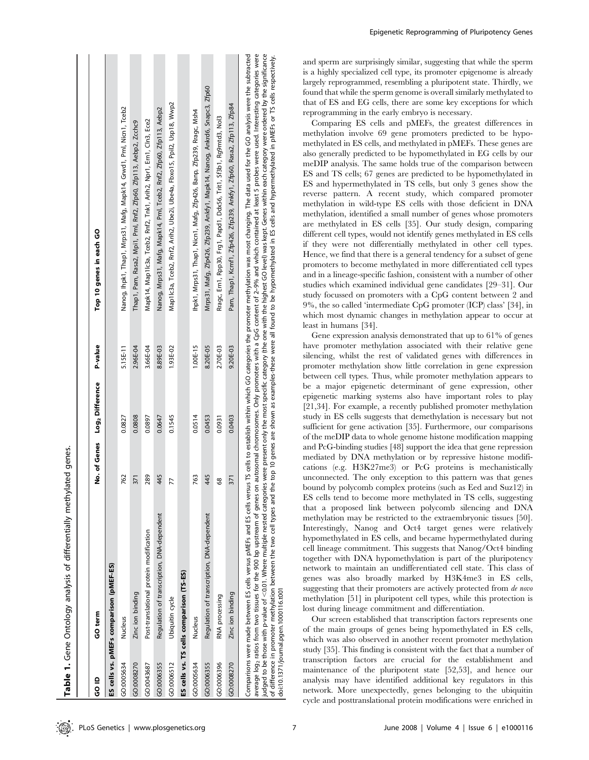**Table 1.** Gene Ontology analysis of differentially methylated genes.

| GO ID | GO term | No. of Genes | $\log_2$ Difference | P-value | Top 10 genes in each GO |
|---|---|---|---|---|---|
| **ES cells vs. pMEFs comparison (pMEF-ES)** | | | | | |
| GO:0005634 | Nucleus | 762 | 0.0827 | 5.15E-11 | Nanog, Ihpk1, Thap1, Mrps31, Mafg, Mapk14, Grwd1, Pml, Nicn1, Tceb2 |
| GO:0008270 | Zinc ion binding | 371 | 0.0808 | 2.96E-04 | Thap1, Pam, Rasa2, Mpi1, Pml, Rnf2, Zfp60, Zfp113, Aebp2, Zcchc9 |
| GO:0043687 | Post-translational protein modification | 289 | 0.0897 | 3.66E-04 | Mapk14, Map1lc3a, Tceb2, Rnf2, Tnk1, Arih2, Npr1, Ern1, Cln3, Ece2 |
| GO:0006355 | Regulation of transcription, DNA-dependent | 445 | 0.0647 | 8.89E-03 | Nanog, Mrps31, Mafg, Mapk14, Pml, Tceb2, Rnf2, Zfp60, Zfp113, Aebp2 |
| GO:0006512 | Ubiquitin cycle | 77 | 0.1545 | 1.93E-02 | Map1lc3a, Tceb2, Rnf2, Arih2, Ube2i, Ube4a, Fbxo15, Ppil2, Usp18, Wwp2 |
| **ES cells vs. TS cells comparison (TS-ES)** | | | | | |
| GO:0005634 | Nucleus | 763 | 0.0514 | 1.00E-15 | Ihpk1, Mrps31, Thap1, Nicn1, Mafg, Zfp426, Banp, Zfp239, Rragc, Msh4 |
| GO:0006355 | Regulation of transcription, DNA-dependent | 445 | 0.0453 | 8.20E-05 | Mrps31, Mafg, Zfp426, Zfp239, Ankfy1, Mapk14, Nanog, Ankrd6, Snapc3, Zfp60 |
| GO:0006396 | RNA processing | 68 | 0.0931 | 2.70E-03 | Rragc, Ern1, Rpp30, Frg1, Papd1, Ddx56, Trit1, Sf3b1, Rg9mtd3, Nol3 |
| GO:0008270 | Zinc ion binding | 371 | 0.0403 | 9.20E-03 | Pam, Thap1, Kcmf1, Zfp426, Zfp239, Ankfy1, Zfp60, Rasa2, Zfp113, Zfp84 |

Comparisons were made between ES cells versus pMEFs and ES cells versus TS cells to establish within which GO categories the promoter methylation was most changing. The data used for the GO analysis were the subtracted average $\log_2$ ratios from two tissues for the 900 bp upstream of genes on autosomal chromosomes. Only promoters with a CpG content of 2–9% and which contained at least 5 probes were used. Interesting categories were judged to be those with p-value of <0.01. Where multiple nested categories were present only the most specific category (the one with the highest GO level) was kept. Genes within each category were ordered by the significance of difference in promoter methylation between the two cell types and the top 10 genes are shown as examples-these were all found to be hypomethylated in ES cells and hypermethylated in pMEFs or TS cells respectively.

doi:10.1371/journal.pgen.1000116.t001

and sperm are surprisingly similar, suggesting that while the sperm is a highly specialized cell type, its promoter epigenome is already largely reprogrammed, resembling a pluripotent state. Thirdly, we found that while the sperm genome is overall similarly methylated to that of ES and EG cells, there are some key exceptions for which reprogramming in the early embryo is necessary.

Comparing ES cells and pMEFs, the greatest differences in methylation involve 69 gene promoters predicted to be hypomethylated in ES cells, and methylated in pMEFs. These genes are also generally predicted to be hypomethylated in EG cells by our meDIP analysis. The same holds true of the comparison between ES and TS cells; 67 genes are predicted to be hypomethylated in ES and hypermethylated in TS cells, but only 3 genes show the reverse pattern. A recent study, which compared promoter methylation in wild-type ES cells with those deficient in DNA methylation, identified a small number of genes whose promoters are methylated in ES cells [35]. Our study design, comparing different cell types, would not identify genes methylated in ES cells if they were not differentially methylated in other cell types. Hence, we find that there is a general tendency for a subset of gene promoters to become methylated in more differentiated cell types and in a lineage-specific fashion, consistent with a number of other studies which examined individual gene candidates [29–31]. Our study focussed on promoters with a CpG content between 2 and 9%, the so called 'intermediate CpG promoter (ICP) class' [34], in which most dynamic changes in methylation appear to occur at least in humans [34].

Gene expression analysis demonstrated that up to 61% of genes have promoter methylation associated with their relative gene silencing, whilst the rest of validated genes with differences in promoter methylation show little correlation in gene expression between cell types. Thus, while promoter methylation appears to be a major epigenetic determinant of gene expression, other epigenetic marking systems also have important roles to play [21,34]. For example, a recently published promoter methylation study in ES cells suggests that demethylation is necessary but not sufficient for gene activation [35]. Furthermore, our comparisons of the meDIP data to whole genome histone modification mapping and PcG-binding studies [48] support the idea that gene repression mediated by DNA methylation or by repressive histone modifications (e.g. H3K27me3) or PcG proteins is mechanistically unconnected. The only exception to this pattern was that genes bound by polycomb complex proteins (such as Eed and Suz12) in ES cells tend to become more methylated in TS cells, suggesting that a proposed link between polycomb silencing and DNA methylation may be restricted to the extraembryonic tissues [50]. Interestingly, Nanog and Oct4 target genes were relatively hypomethylated in ES cells, and became hypermethylated during cell lineage commitment. This suggests that Nanog/Oct4 binding together with DNA hypomethylation is part of the pluripotency network to maintain an undifferentiated cell state. This class of genes was also broadly marked by H3K4me3 in ES cells, suggesting that their promoters are actively protected from *de novo* methylation [51] in pluripotent cell types, while this protection is lost during lineage commitment and differentiation.

Our screen established that transcription factors represents one of the main groups of genes being hypomethylated in ES cells, which was also observed in another recent promoter methylation study [35]. This finding is consistent with the fact that a number of transcription factors are crucial for the establishment and maintenance of the pluripotent state [52,53], and hence our analysis may have identified additional key regulators in this network. More unexpectedly, genes belonging to the ubiquitin cycle and posttranslational protein modifications were enriched in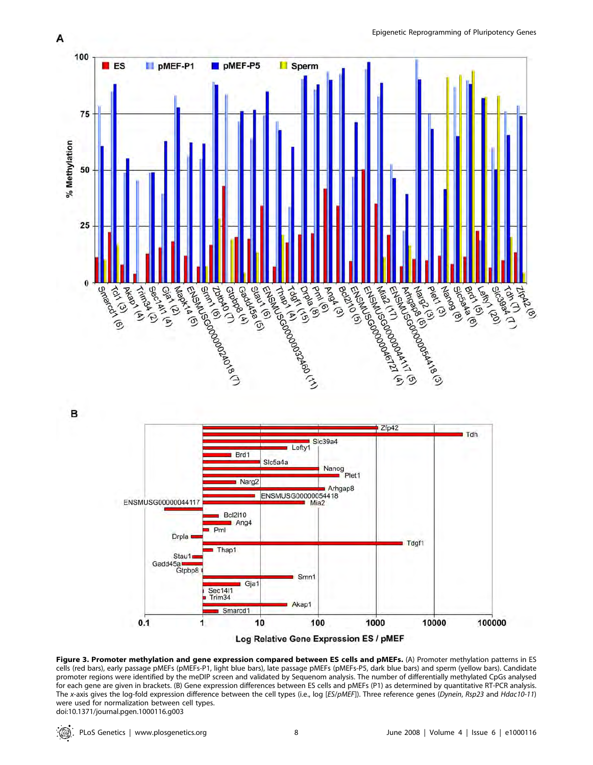**Figure 3. Promoter methylation and gene expression compared between ES cells and pMEFs.** (A) Promoter methylation patterns in ES cells (red bars), early passage pMEFs (pMEFs-P1, light blue bars), late passage pMEFs (pMEFs-P5, dark blue bars) and sperm (yellow bars). Candidate promoter regions were identified by the meDIP screen and validated by Sequenom analysis. The number of differentially methylated CpGs analysed for each gene are given in brackets. (B) Gene expression differences between ES cells and pMEFs (P1) as determined by quantitative RT-PCR analysis. The *x*-axis gives the log-fold expression difference between the cell types (i.e., log [*ES/pMEF*]). Three reference genes (*Dynein*, *Rsp23* and *Hdac10-11*) were used for normalization between cell types.

doi:10.1371/journal.pgen.1000116.g003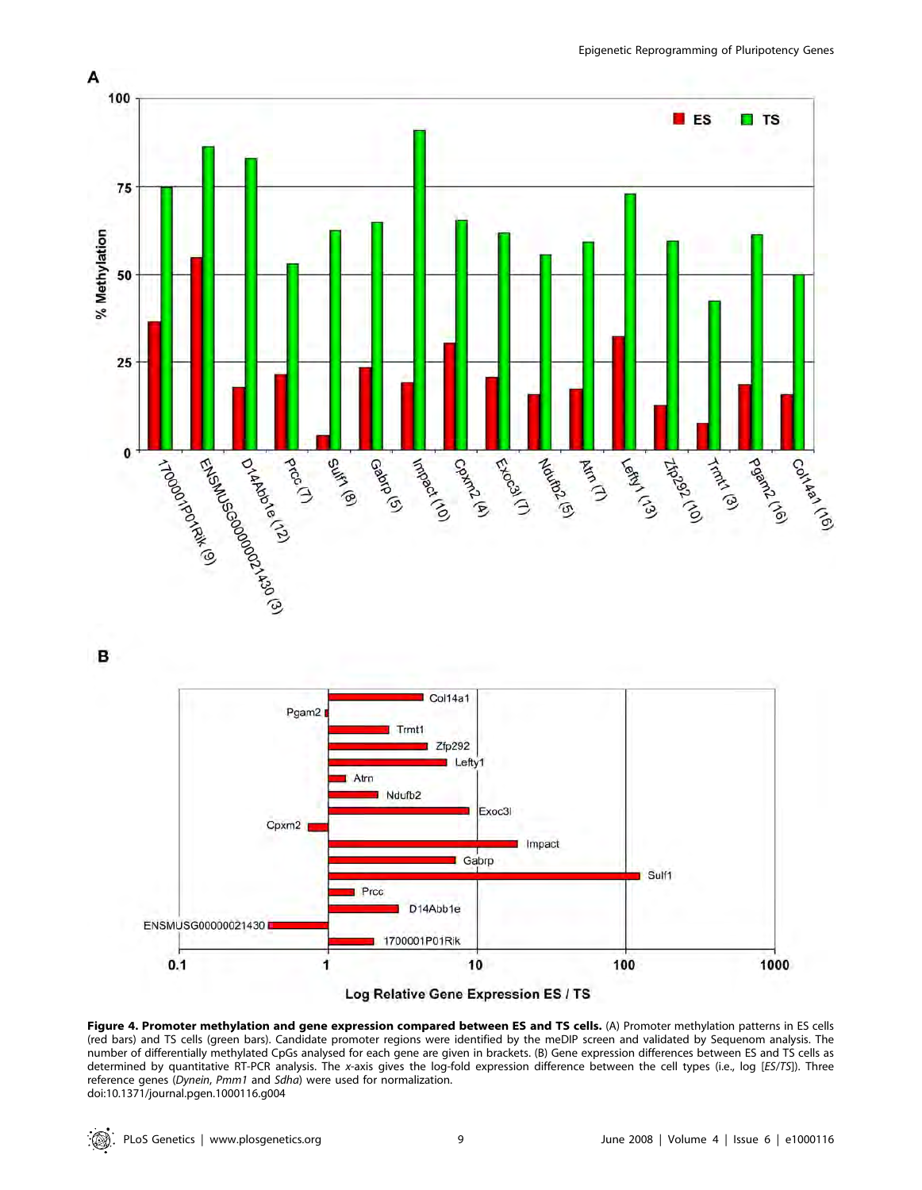**Figure 4. Promoter methylation and gene expression compared between ES and TS cells.** (A) Promoter methylation patterns in ES cells (red bars) and TS cells (green bars). Candidate promoter regions were identified by the meDIP screen and validated by Sequenom analysis. The number of differentially methylated CpGs analysed for each gene are given in brackets. (B) Gene expression differences between ES and TS cells as determined by quantitative RT-PCR analysis. The *x*-axis gives the log-fold expression difference between the cell types (i.e., log [*ES/TS*]). Three reference genes (*Dynein*, *Pmm1* and *Sdha*) were used for normalization.
doi:10.1371/journal.pgen.1000116.g004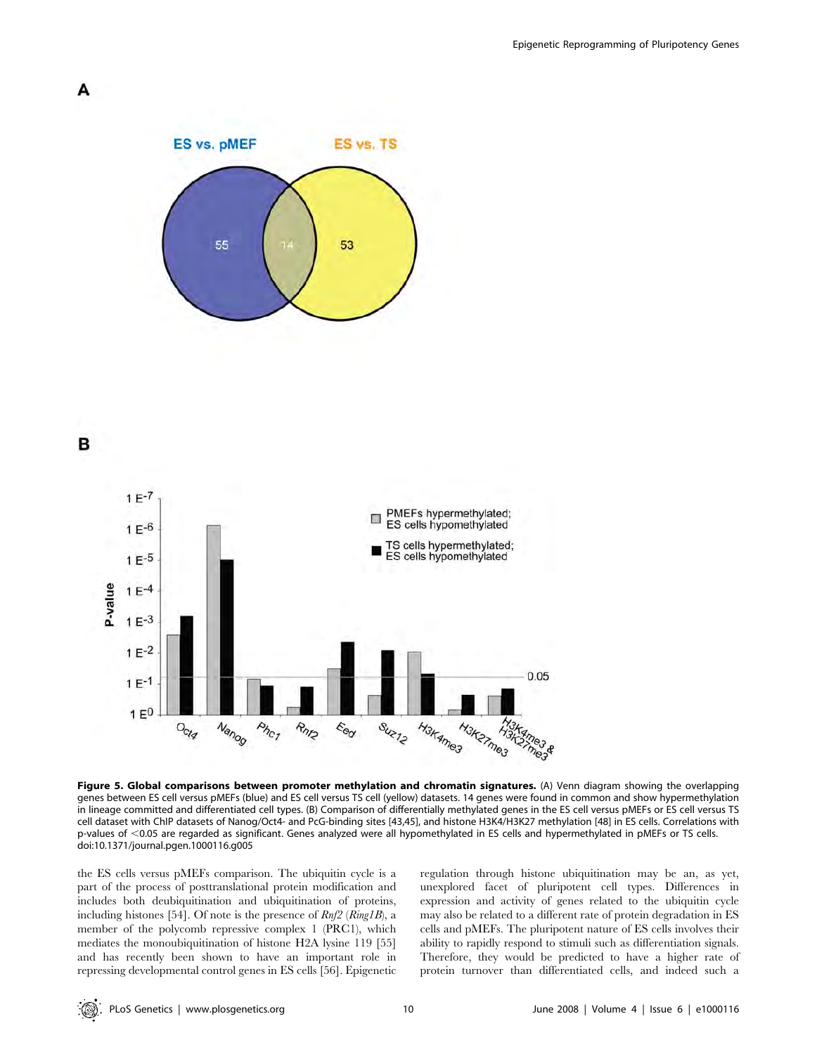**Figure 5. Global comparisons between promoter methylation and chromatin signatures.** (A) Venn diagram showing the overlapping genes between ES cell versus pMEFs (blue) and ES cell versus TS cell (yellow) datasets. 14 genes were found in common and show hypermethylation in lineage committed and differentiated cell types. (B) Comparison of differentially methylated genes in the ES cell versus pMEFs or ES cell versus TS cell dataset with ChIP datasets of Nanog/Oct4- and PcG-binding sites [43,45], and histone H3K4/H3K27 methylation [48] in ES cells. Correlations with p-values of <0.05 are regarded as significant. Genes analyzed were all hypomethylated in ES cells and hypermethylated in pMEFs or TS cells.
doi:10.1371/journal.pgen.1000116.g005

the ES cells versus pMEFs comparison. The ubiquitin cycle is a part of the process of posttranslational protein modification and includes both deubiquitination and ubiquitination of proteins, including histones [54]. Of note is the presence of *Rnf2* (*Ring1B*), a member of the polycomb repressive complex 1 (PRC1), which mediates the monoubiquitination of histone H2A lysine 119 [55] and has recently been shown to have an important role in repressing developmental control genes in ES cells [56]. Epigenetic regulation through histone ubiquitination may be an, as yet, unexplored facet of pluripotent cell types. Differences in expression and activity of genes related to the ubiquitin cycle may also be related to a different rate of protein degradation in ES cells and pMEFs. The pluripotent nature of ES cells involves their ability to rapidly respond to stimuli such as differentiation signals. Therefore, they would be predicted to have a higher rate of protein turnover than differentiated cells, and indeed such a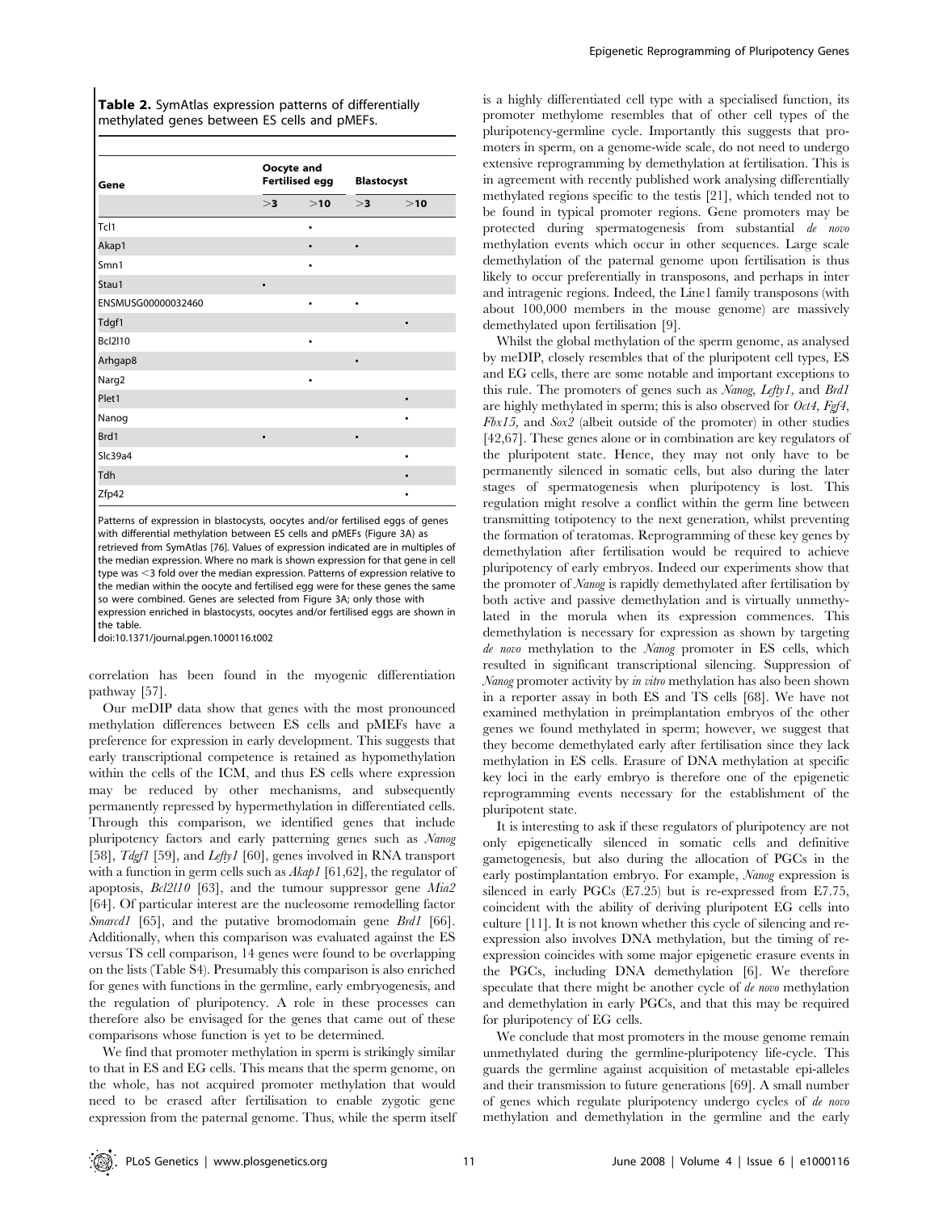**Table 2.** SymAtlas expression patterns of differentially methylated genes between ES cells and pMEFs.

| Gene | Oocyte and Fertilised egg | | Blastocyst | |
|---|---|---|---|---|
| | >3 | >10 | >3 | >10 |
| Tcl1 | | • | | |
| Akap1 | | • | • | |
| Smn1 | | • | | |
| Stau1 | • | | | |
| ENSMUSG00000032460 | | • | • | |
| Tdgf1 | | | | • |
| Bcl2l10 | | • | | |
| Arhgap8 | | | • | |
| Narg2 | | • | | |
| Plet1 | | | | • |
| Nanog | | | | • |
| Brd1 | • | | • | |
| Slc39a4 | | | | • |
| Tdh | | | | • |
| Zfp42 | | | | • |

Patterns of expression in blastocysts, oocytes and/or fertilised eggs of genes with differential methylation between ES cells and pMEFs (Figure 3A) as retrieved from SymAtlas [76]. Values of expression indicated are in multiples of the median expression. Where no mark is shown expression for that gene in cell type was <3 fold over the median expression. Patterns of expression relative to the median within the oocyte and fertilised egg were for these genes the same so were combined. Genes are selected from Figure 3A; only those with expression enriched in blastocysts, oocytes and/or fertilised eggs are shown in the table.

doi:10.1371/journal.pgen.1000116.t002

correlation has been found in the myogenic differentiation pathway [57].

Our meDIP data show that genes with the most pronounced methylation differences between ES cells and pMEFs have a preference for expression in early development. This suggests that early transcriptional competence is retained as hypomethylation within the cells of the ICM, and thus ES cells where expression may be reduced by other mechanisms, and subsequently permanently repressed by hypermethylation in differentiated cells. Through this comparison, we identified genes that include pluripotency factors and early patterning genes such as *Nanog* [58], *Tdgf1* [59], and *Lefty1* [60], genes involved in RNA transport with a function in germ cells such as *Akap1* [61,62], the regulator of apoptosis, *Bcl2l10* [63], and the tumour suppressor gene *Mia2* [64]. Of particular interest are the nucleosome remodelling factor *Smarcd1* [65], and the putative bromodomain gene *Brd1* [66]. Additionally, when this comparison was evaluated against the ES versus TS cell comparison, 14 genes were found to be overlapping on the lists (Table S4). Presumably this comparison is also enriched for genes with functions in the germline, early embryogenesis, and the regulation of pluripotency. A role in these processes can therefore also be envisaged for the genes that came out of these comparisons whose function is yet to be determined.

We find that promoter methylation in sperm is strikingly similar to that in ES and EG cells. This means that the sperm genome, on the whole, has not acquired promoter methylation that would need to be erased after fertilisation to enable zygotic gene expression from the paternal genome. Thus, while the sperm itself is a highly differentiated cell type with a specialised function, its promoter methylome resembles that of other cell types of the pluripotency-germline cycle. Importantly this suggests that promoters in sperm, on a genome-wide scale, do not need to undergo extensive reprogramming by demethylation at fertilisation. This is in agreement with recently published work analysing differentially methylated regions specific to the testis [21], which tended not to be found in typical promoter regions. Gene promoters may be protected during spermatogenesis from substantial *de novo* methylation events which occur in other sequences. Large scale demethylation of the paternal genome upon fertilisation is thus likely to occur preferentially in transposons, and perhaps in inter and intragenic regions. Indeed, the Line1 family transposons (with about 100,000 members in the mouse genome) are massively demethylated upon fertilisation [9].

Whilst the global methylation of the sperm genome, as analysed by meDIP, closely resembles that of the pluripotent cell types, ES and EG cells, there are some notable and important exceptions to this rule. The promoters of genes such as *Nanog*, *Lefty1*, and *Brd1* are highly methylated in sperm; this is also observed for *Oct4*, *Fgf4*, *Fbx15*, and *Sox2* (albeit outside of the promoter) in other studies [42,67]. These genes alone or in combination are key regulators of the pluripotent state. Hence, they may not only have to be permanently silenced in somatic cells, but also during the later stages of spermatogenesis when pluripotency is lost. This regulation might resolve a conflict within the germ line between transmitting totipotency to the next generation, whilst preventing the formation of teratomas. Reprogramming of these key genes by demethylation after fertilisation would be required to achieve pluripotency of early embryos. Indeed our experiments show that the promoter of *Nanog* is rapidly demethylated after fertilisation by both active and passive demethylation and is virtually unmethylated in the morula when its expression commences. This demethylation is necessary for expression as shown by targeting *de novo* methylation to the *Nanog* promoter in ES cells, which resulted in significant transcriptional silencing. Suppression of *Nanog* promoter activity by *in vitro* methylation has also been shown in a reporter assay in both ES and TS cells [68]. We have not examined methylation in preimplantation embryos of the other genes we found methylated in sperm; however, we suggest that they become demethylated early after fertilisation since they lack methylation in ES cells. Erasure of DNA methylation at specific key loci in the early embryo is therefore one of the epigenetic reprogramming events necessary for the establishment of the pluripotent state.

It is interesting to ask if these regulators of pluripotency are not only epigenetically silenced in somatic cells and definitive gametogenesis, but also during the allocation of PGCs in the early postimplantation embryo. For example, *Nanog* expression is silenced in early PGCs (E7.25) but is re-expressed from E7.75, coincident with the ability of deriving pluripotent EG cells into culture [11]. It is not known whether this cycle of silencing and re-expression also involves DNA methylation, but the timing of re-expression coincides with some major epigenetic erasure events in the PGCs, including DNA demethylation [6]. We therefore speculate that there might be another cycle of *de novo* methylation and demethylation in early PGCs, and that this may be required for pluripotency of EG cells.

We conclude that most promoters in the mouse genome remain unmethylated during the germline-pluripotency life-cycle. This guards the germline against acquisition of metastable epi-alleles and their transmission to future generations [69]. A small number of genes which regulate pluripotency undergo cycles of *de novo* methylation and demethylation in the germline and the early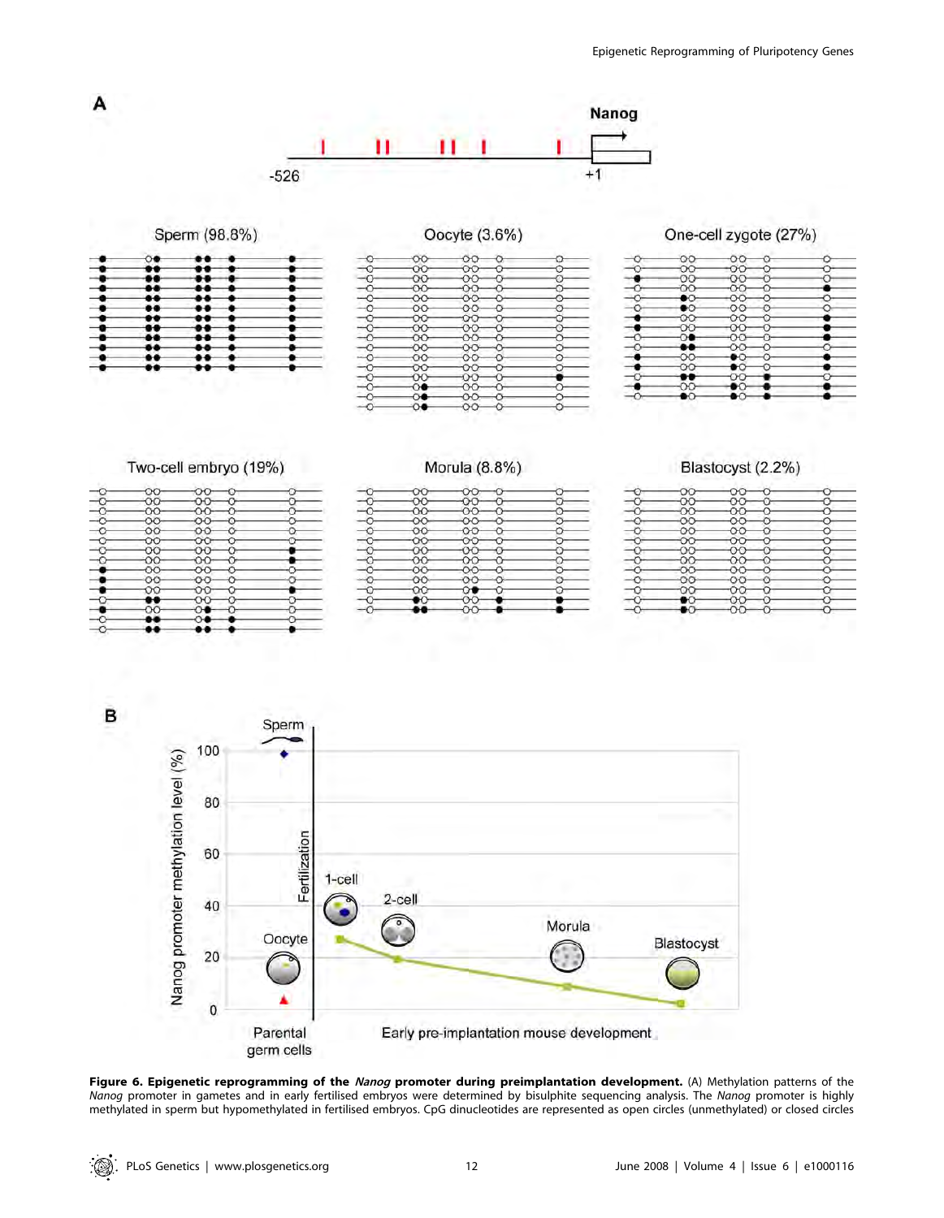**Figure 6. Epigenetic reprogramming of the *Nanog* promoter during preimplantation development.** (A) Methylation patterns of the *Nanog* promoter in gametes and in early fertilised embryos were determined by bisulphite sequencing analysis. The *Nanog* promoter is highly methylated in sperm but hypomethylated in fertilised embryos. CpG dinucleotides are represented as open circles (unmethylated) or closed circles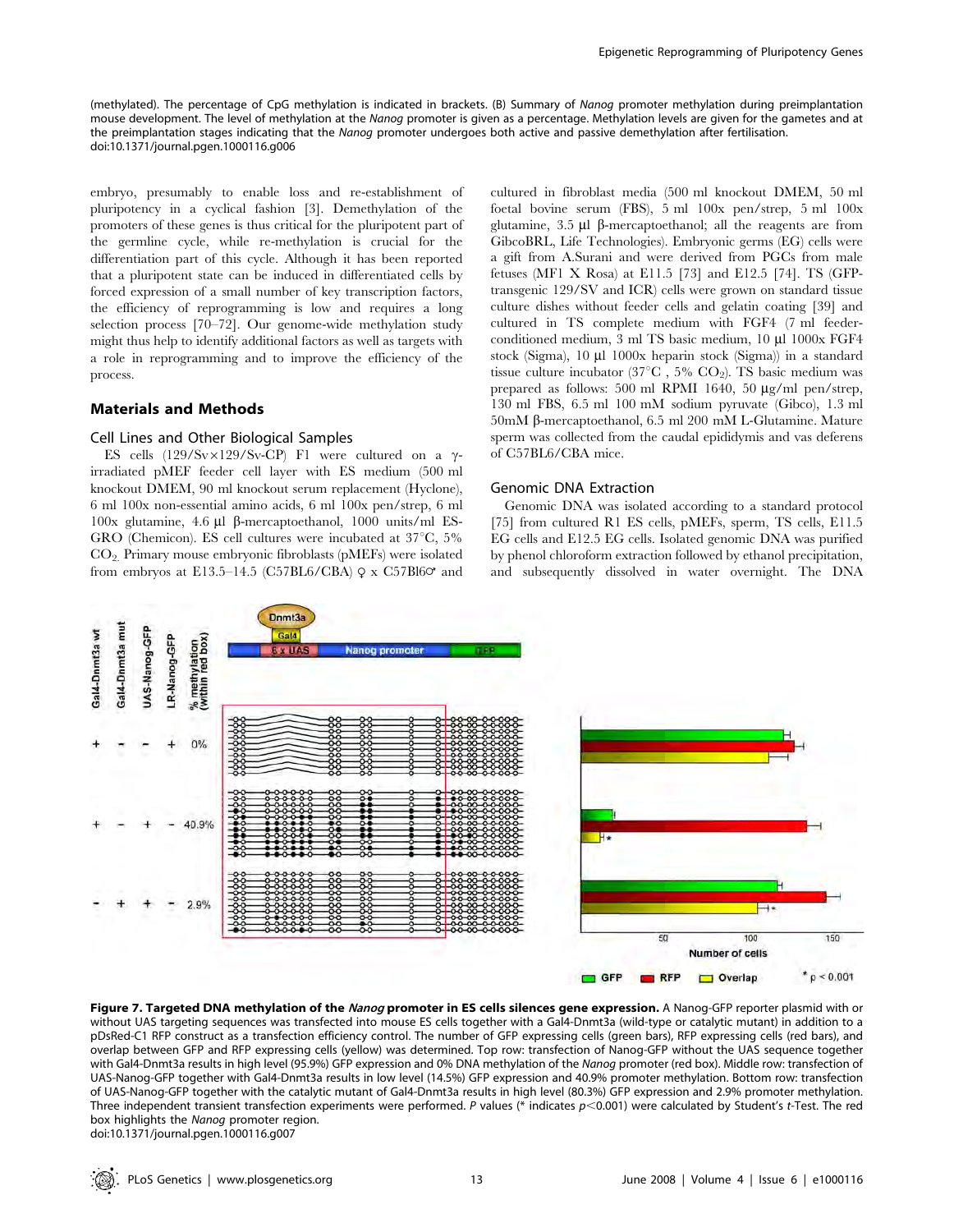(methylated). The percentage of CpG methylation is indicated in brackets. (B) Summary of *Nanog* promoter methylation during preimplantation mouse development. The level of methylation at the *Nanog* promoter is given as a percentage. Methylation levels are given for the gametes and at the preimplantation stages indicating that the *Nanog* promoter undergoes both active and passive demethylation after fertilisation.
doi:10.1371/journal.pgen.1000116.g006

embryo, presumably to enable loss and re-establishment of pluripotency in a cyclical fashion [3]. Demethylation of the promoters of these genes is thus critical for the pluripotent part of the germline cycle, while re-methylation is crucial for the differentiation part of this cycle. Although it has been reported that a pluripotent state can be induced in differentiated cells by forced expression of a small number of key transcription factors, the efficiency of reprogramming is low and requires a long selection process [70–72]. Our genome-wide methylation study might thus help to identify additional factors as well as targets with a role in reprogramming and to improve the efficiency of the process.

## Materials and Methods

### Cell Lines and Other Biological Samples

ES cells (129/Sv×129/Sv-CP) F1 were cultured on a γ-irradiated pMEF feeder cell layer with ES medium (500 ml knockout DMEM, 90 ml knockout serum replacement (Hyclone), 6 ml 100x non-essential amino acids, 6 ml 100x pen/strep, 6 ml 100x glutamine, 4.6 µl β-mercaptoethanol, 1000 units/ml ES-GRO (Chemicon). ES cell cultures were incubated at 37°C, 5% $CO_2$. Primary mouse embryonic fibroblasts (pMEFs) were isolated from embryos at E13.5–14.5 (C57BL6/CBA) ♀ x C57Bl6♂ and cultured in fibroblast media (500 ml knockout DMEM, 50 ml foetal bovine serum (FBS), 5 ml 100x pen/strep, 5 ml 100x glutamine, 3.5 µl β-mercaptoethanol; all the reagents are from GibcoBRL, Life Technologies). Embryonic germs (EG) cells were a gift from A.Surani and were derived from PGCs from male fetuses (MF1 X Rosa) at E11.5 [73] and E12.5 [74]. TS (GFP-transgenic 129/SV and ICR) cells were grown on standard tissue culture dishes without feeder cells and gelatin coating [39] and cultured in TS complete medium with FGF4 (7 ml feeder-conditioned medium, 3 ml TS basic medium, 10 µl 1000x FGF4 stock (Sigma), 10 µl 1000x heparin stock (Sigma)) in a standard tissue culture incubator (37°C , 5% $CO_2$). TS basic medium was prepared as follows: 500 ml RPMI 1640, 50 µg/ml pen/strep, 130 ml FBS, 6.5 ml 100 mM sodium pyruvate (Gibco), 1.3 ml 50mM β-mercaptoethanol, 6.5 ml 200 mM L-Glutamine. Mature sperm was collected from the caudal epididymis and vas deferens of C57BL6/CBA mice.

### Genomic DNA Extraction

Genomic DNA was isolated according to a standard protocol [75] from cultured R1 ES cells, pMEFs, sperm, TS cells, E11.5 EG cells and E12.5 EG cells. Isolated genomic DNA was purified by phenol chloroform extraction followed by ethanol precipitation, and subsequently dissolved in water overnight. The DNA

**Figure 7. Targeted DNA methylation of the *Nanog* promoter in ES cells silences gene expression.** A Nanog-GFP reporter plasmid with or without UAS targeting sequences was transfected into mouse ES cells together with a Gal4-Dnmt3a (wild-type or catalytic mutant) in addition to a pDsRed-C1 RFP construct as a transfection efficiency control. The number of GFP expressing cells (green bars), RFP expressing cells (red bars), and overlap between GFP and RFP expressing cells (yellow) was determined. Top row: transfection of Nanog-GFP without the UAS sequence together with Gal4-Dnmt3a results in high level (95.9%) GFP expression and 0% DNA methylation of the *Nanog* promoter (red box). Middle row: transfection of UAS-Nanog-GFP together with Gal4-Dnmt3a results in low level (14.5%) GFP expression and 40.9% promoter methylation. Bottom row: transfection of UAS-Nanog-GFP together with the catalytic mutant of Gal4-Dnmt3a results in high level (80.3%) GFP expression and 2.9% promoter methylation. Three independent transient transfection experiments were performed. *P* values (* indicates $p<0.001$) were calculated by Student's *t*-Test. The red box highlights the *Nanog* promoter region.
doi:10.1371/journal.pgen.1000116.g007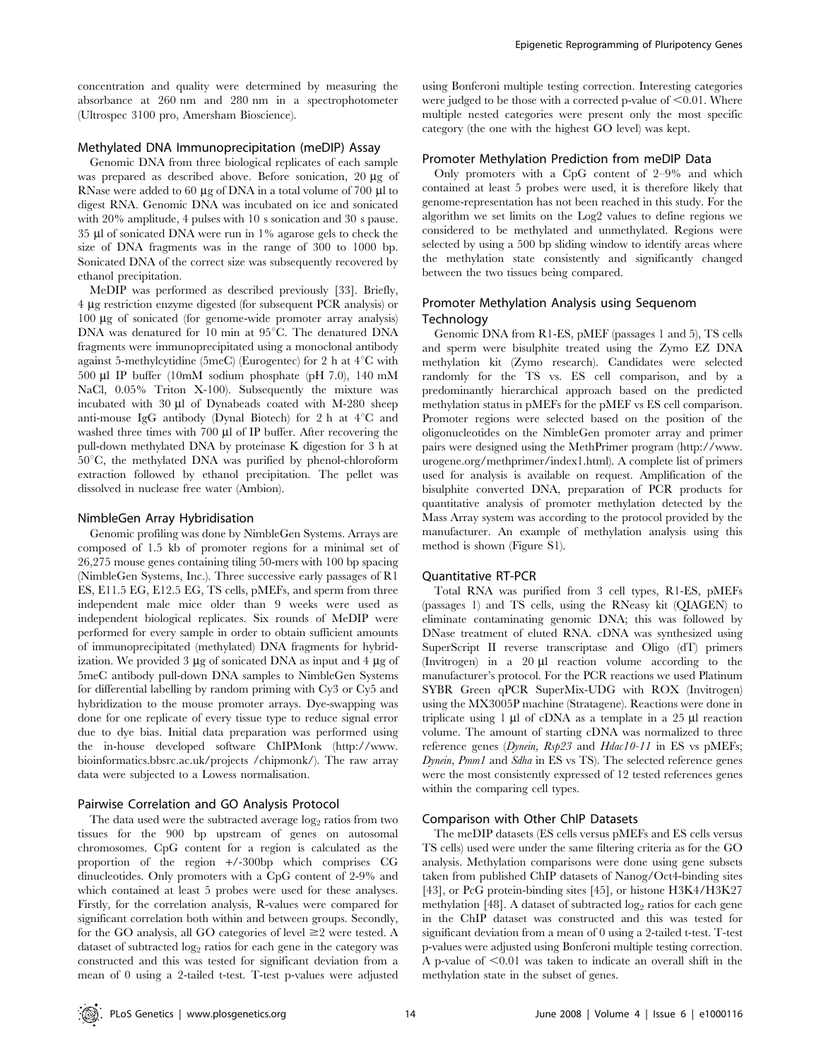concentration and quality were determined by measuring the absorbance at 260 nm and 280 nm in a spectrophotometer (Ultrospec 3100 pro, Amersham Bioscience).

### Methylated DNA Immunoprecipitation (meDIP) Assay

Genomic DNA from three biological replicates of each sample was prepared as described above. Before sonication, 20 µg of RNase were added to 60 µg of DNA in a total volume of 700 µl to digest RNA. Genomic DNA was incubated on ice and sonicated with 20% amplitude, 4 pulses with 10 s sonication and 30 s pause. 35 µl of sonicated DNA were run in 1% agarose gels to check the size of DNA fragments was in the range of 300 to 1000 bp. Sonicated DNA of the correct size was subsequently recovered by ethanol precipitation.

MeDIP was performed as described previously [33]. Briefly, 4 µg restriction enzyme digested (for subsequent PCR analysis) or 100 µg of sonicated (for genome-wide promoter array analysis) DNA was denatured for 10 min at 95°C. The denatured DNA fragments were immunoprecipitated using a monoclonal antibody against 5-methylcytidine (5meC) (Eurogentec) for 2 h at 4°C with 500 µl IP buffer (10mM sodium phosphate (pH 7.0), 140 mM NaCl, 0.05% Triton X-100). Subsequently the mixture was incubated with 30 µl of Dynabeads coated with M-280 sheep anti-mouse IgG antibody (Dynal Biotech) for 2 h at 4°C and washed three times with 700 µl of IP buffer. After recovering the pull-down methylated DNA by proteinase K digestion for 3 h at 50°C, the methylated DNA was purified by phenol-chloroform extraction followed by ethanol precipitation. The pellet was dissolved in nuclease free water (Ambion).

### NimbleGen Array Hybridisation

Genomic profiling was done by NimbleGen Systems. Arrays are composed of 1.5 kb of promoter regions for a minimal set of 26,275 mouse genes containing tiling 50-mers with 100 bp spacing (NimbleGen Systems, Inc.). Three successive early passages of R1 ES, E11.5 EG, E12.5 EG, TS cells, pMEFs, and sperm from three independent male mice older than 9 weeks were used as independent biological replicates. Six rounds of MeDIP were performed for every sample in order to obtain sufficient amounts of immunoprecipitated (methylated) DNA fragments for hybridization. We provided 3 µg of sonicated DNA as input and 4 µg of 5meC antibody pull-down DNA samples to NimbleGen Systems for differential labelling by random priming with Cy3 or Cy5 and hybridization to the mouse promoter arrays. Dye-swapping was done for one replicate of every tissue type to reduce signal error due to dye bias. Initial data preparation was performed using the in-house developed software ChIPMonk (http://www.bioinformatics.bbsrc.ac.uk/projects /chipmonk/). The raw array data were subjected to a Lowess normalisation.

### Pairwise Correlation and GO Analysis Protocol

The data used were the subtracted average $\log_2$ ratios from two tissues for the 900 bp upstream of genes on autosomal chromosomes. CpG content for a region is calculated as the proportion of the region +/-300bp which comprises CG dinucleotides. Only promoters with a CpG content of 2-9% and which contained at least 5 probes were used for these analyses. Firstly, for the correlation analysis, R-values were compared for significant correlation both within and between groups. Secondly, for the GO analysis, all GO categories of level $\geq$2 were tested. A dataset of subtracted $\log_2$ ratios for each gene in the category was constructed and this was tested for significant deviation from a mean of 0 using a 2-tailed t-test. T-test p-values were adjusted using Bonferoni multiple testing correction. Interesting categories were judged to be those with a corrected p-value of $<0.01$. Where multiple nested categories were present only the most specific category (the one with the highest GO level) was kept.

### Promoter Methylation Prediction from meDIP Data

Only promoters with a CpG content of 2–9% and which contained at least 5 probes were used, it is therefore likely that genome-representation has not been reached in this study. For the algorithm we set limits on the Log2 values to define regions we considered to be methylated and unmethylated. Regions were selected by using a 500 bp sliding window to identify areas where the methylation state consistently and significantly changed between the two tissues being compared.

### Promoter Methylation Analysis using Sequenom Technology

Genomic DNA from R1-ES, pMEF (passages 1 and 5), TS cells and sperm were bisulphite treated using the Zymo EZ DNA methylation kit (Zymo research). Candidates were selected randomly for the TS vs. ES cell comparison, and by a predominantly hierarchical approach based on the predicted methylation status in pMEFs for the pMEF vs ES cell comparison. Promoter regions were selected based on the position of the oligonucleotides on the NimbleGen promoter array and primer pairs were designed using the MethPrimer program (http://www.urogene.org/methprimer/index1.html). A complete list of primers used for analysis is available on request. Amplification of the bisulphite converted DNA, preparation of PCR products for quantitative analysis of promoter methylation detected by the Mass Array system was according to the protocol provided by the manufacturer. An example of methylation analysis using this method is shown (Figure S1).

### Quantitative RT-PCR

Total RNA was purified from 3 cell types, R1-ES, pMEFs (passages 1) and TS cells, using the RNeasy kit (QIAGEN) to eliminate contaminating genomic DNA; this was followed by DNase treatment of eluted RNA. cDNA was synthesized using SuperScript II reverse transcriptase and Oligo (dT) primers (Invitrogen) in a 20 µl reaction volume according to the manufacturer's protocol. For the PCR reactions we used Platinum SYBR Green qPCR SuperMix-UDG with ROX (Invitrogen) using the MX3005P machine (Stratagene). Reactions were done in triplicate using 1 µl of cDNA as a template in a 25 µl reaction volume. The amount of starting cDNA was normalized to three reference genes (*Dynein*, *Rsp23* and *Hdac10-11* in ES vs pMEFs; *Dynein*, *Pmm1* and *Sdha* in ES vs TS). The selected reference genes were the most consistently expressed of 12 tested references genes within the comparing cell types.

### Comparison with Other ChIP Datasets

The meDIP datasets (ES cells versus pMEFs and ES cells versus TS cells) used were under the same filtering criteria as for the GO analysis. Methylation comparisons were done using gene subsets taken from published ChIP datasets of Nanog/Oct4-binding sites [43], or PcG protein-binding sites [45], or histone H3K4/H3K27 methylation [48]. A dataset of subtracted $\log_2$ ratios for each gene in the ChIP dataset was constructed and this was tested for significant deviation from a mean of 0 using a 2-tailed t-test. T-test p-values were adjusted using Bonferoni multiple testing correction. A p-value of $<0.01$ was taken to indicate an overall shift in the methylation state in the subset of genes.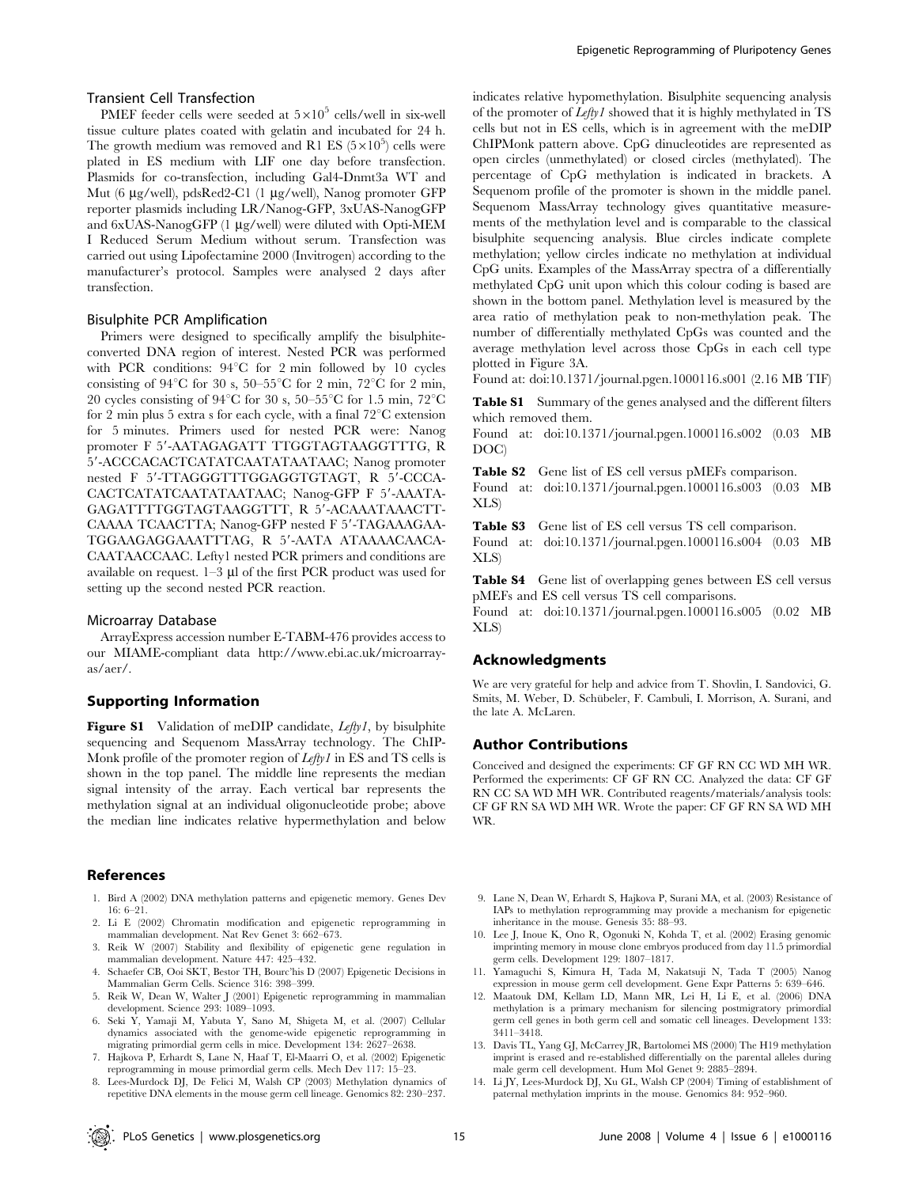### Transient Cell Transfection

PMEF feeder cells were seeded at $5\times10^5$ cells/well in six-well tissue culture plates coated with gelatin and incubated for 24 h. The growth medium was removed and R1 ES ($5\times10^5$) cells were plated in ES medium with LIF one day before transfection. Plasmids for co-transfection, including Gal4-Dnmt3a WT and Mut (6 µg/well), pdsRed2-C1 (1 µg/well), Nanog promoter GFP reporter plasmids including LR/Nanog-GFP, 3xUAS-NanogGFP and 6xUAS-NanogGFP (1 µg/well) were diluted with Opti-MEM I Reduced Serum Medium without serum. Transfection was carried out using Lipofectamine 2000 (Invitrogen) according to the manufacturer's protocol. Samples were analysed 2 days after transfection.

### Bisulphite PCR Amplification

Primers were designed to specifically amplify the bisulphite-converted DNA region of interest. Nested PCR was performed with PCR conditions: 94°C for 2 min followed by 10 cycles consisting of 94°C for 30 s, 50–55°C for 2 min, 72°C for 2 min, 20 cycles consisting of 94°C for 30 s, 50–55°C for 1.5 min, 72°C for 2 min plus 5 extra s for each cycle, with a final 72°C extension for 5 minutes. Primers used for nested PCR were: Nanog promoter F 5′-AATAGAGATT TTGGTAGTAAGGTTTG, R 5′-ACCCACACTCATATCAATATAATAAC; Nanog promoter nested F 5′-TTAGGGTTTGGAGGTGTAGT, R 5′-CCCA-CACTCATATCAATATAATAAC; Nanog-GFP F 5′-AAATA-GAGATTTTGGTAGTAAGGTTT, R 5′-ACAAATAAACTT-CAAAA TCAACTTA; Nanog-GFP nested F 5′-TAGAAAGAA-TGGAAGAGGAAATTTAG, R 5′-AATA ATAAAACAACA-CAATAACCAAC. Lefty1 nested PCR primers and conditions are available on request. 1–3 µl of the first PCR product was used for setting up the second nested PCR reaction.

### Microarray Database

ArrayExpress accession number E-TABM-476 provides access to our MIAME-compliant data http://www.ebi.ac.uk/microarray-as/aer/.

## Supporting Information

**Figure S1** Validation of meDIP candidate, *Lefty1*, by bisulphite sequencing and Sequenom MassArray technology. The ChIP-Monk profile of the promoter region of *Lefty1* in ES and TS cells is shown in the top panel. The middle line represents the median signal intensity of the array. Each vertical bar represents the methylation signal at an individual oligonucleotide probe; above the median line indicates relative hypermethylation and below indicates relative hypomethylation. Bisulphite sequencing analysis of the promoter of *Lefty1* showed that it is highly methylated in TS cells but not in ES cells, which is in agreement with the meDIP ChIPMonk pattern above. CpG dinucleotides are represented as open circles (unmethylated) or closed circles (methylated). The percentage of CpG methylation is indicated in brackets. A Sequenom profile of the promoter is shown in the middle panel. Sequenom MassArray technology gives quantitative measurements of the methylation level and is comparable to the classical bisulphite sequencing analysis. Blue circles indicate complete methylation; yellow circles indicate no methylation at individual CpG units. Examples of the MassArray spectra of a differentially methylated CpG unit upon which this colour coding is based are shown in the bottom panel. Methylation level is measured by the area ratio of methylation peak to non-methylation peak. The number of differentially methylated CpGs was counted and the average methylation level across those CpGs in each cell type plotted in Figure 3A.

Found at: doi:10.1371/journal.pgen.1000116.s001 (2.16 MB TIF)

**Table S1** Summary of the genes analysed and the different filters which removed them.

Found at: doi:10.1371/journal.pgen.1000116.s002 (0.03 MB DOC)

**Table S2** Gene list of ES cell versus pMEFs comparison.

Found at: doi:10.1371/journal.pgen.1000116.s003 (0.03 MB XLS)

**Table S3** Gene list of ES cell versus TS cell comparison.

Found at: doi:10.1371/journal.pgen.1000116.s004 (0.03 MB XLS)

**Table S4** Gene list of overlapping genes between ES cell versus pMEFs and ES cell versus TS cell comparisons.

Found at: doi:10.1371/journal.pgen.1000116.s005 (0.02 MB XLS)

## Acknowledgments

We are very grateful for help and advice from T. Shovlin, I. Sandovici, G. Smits, M. Weber, D. Schübeler, F. Cambuli, I. Morrison, A. Surani, and the late A. McLaren.

## Author Contributions

Conceived and designed the experiments: CF GF RN CC WD MH WR. Performed the experiments: CF GF RN CC. Analyzed the data: CF GF RN CC SA WD MH WR. Contributed reagents/materials/analysis tools: CF GF RN SA WD MH WR. Wrote the paper: CF GF RN SA WD MH WR.

## References

1. Bird A (2002) DNA methylation patterns and epigenetic memory. Genes Dev 16: 6–21.
2. Li E (2002) Chromatin modification and epigenetic reprogramming in mammalian development. Nat Rev Genet 3: 662–673.
3. Reik W (2007) Stability and flexibility of epigenetic gene regulation in mammalian development. Nature 447: 425–432.
4. Schaefer CB, Ooi SKT, Bestor TH, Bourc'his D (2007) Epigenetic Decisions in Mammalian Germ Cells. Science 316: 398–399.
5. Reik W, Dean W, Walter J (2001) Epigenetic reprogramming in mammalian development. Science 293: 1089–1093.
6. Seki Y, Yamaji M, Yabuta Y, Sano M, Shigeta M, et al. (2007) Cellular dynamics associated with the genome-wide epigenetic reprogramming in migrating primordial germ cells in mice. Development 134: 2627–2638.
7. Hajkova P, Erhardt S, Lane N, Haaf T, El-Maarri O, et al. (2002) Epigenetic reprogramming in mouse primordial germ cells. Mech Dev 117: 15–23.
8. Lees-Murdock DJ, De Felici M, Walsh CP (2003) Methylation dynamics of repetitive DNA elements in the mouse germ cell lineage. Genomics 82: 230–237.
9. Lane N, Dean W, Erhardt S, Hajkova P, Surani MA, et al. (2003) Resistance of IAPs to methylation reprogramming may provide a mechanism for epigenetic inheritance in the mouse. Genesis 35: 88–93.
10. Lee J, Inoue K, Ono R, Ogonuki N, Kohda T, et al. (2002) Erasing genomic imprinting memory in mouse clone embryos produced from day 11.5 primordial germ cells. Development 129: 1807–1817.
11. Yamaguchi S, Kimura H, Tada M, Nakatsuji N, Tada T (2005) Nanog expression in mouse germ cell development. Gene Expr Patterns 5: 639–646.
12. Maatouk DM, Kellam LD, Mann MR, Lei H, Li E, et al. (2006) DNA methylation is a primary mechanism for silencing postmigratory primordial germ cell genes in both germ cell and somatic cell lineages. Development 133: 3411–3418.
13. Davis TL, Yang GJ, McCarrey JR, Bartolomei MS (2000) The H19 methylation imprint is erased and re-established differentially on the parental alleles during male germ cell development. Hum Mol Genet 9: 2885–2894.
14. Li JY, Lees-Murdock DJ, Xu GL, Walsh CP (2004) Timing of establishment of paternal methylation imprints in the mouse. Genomics 84: 952–960.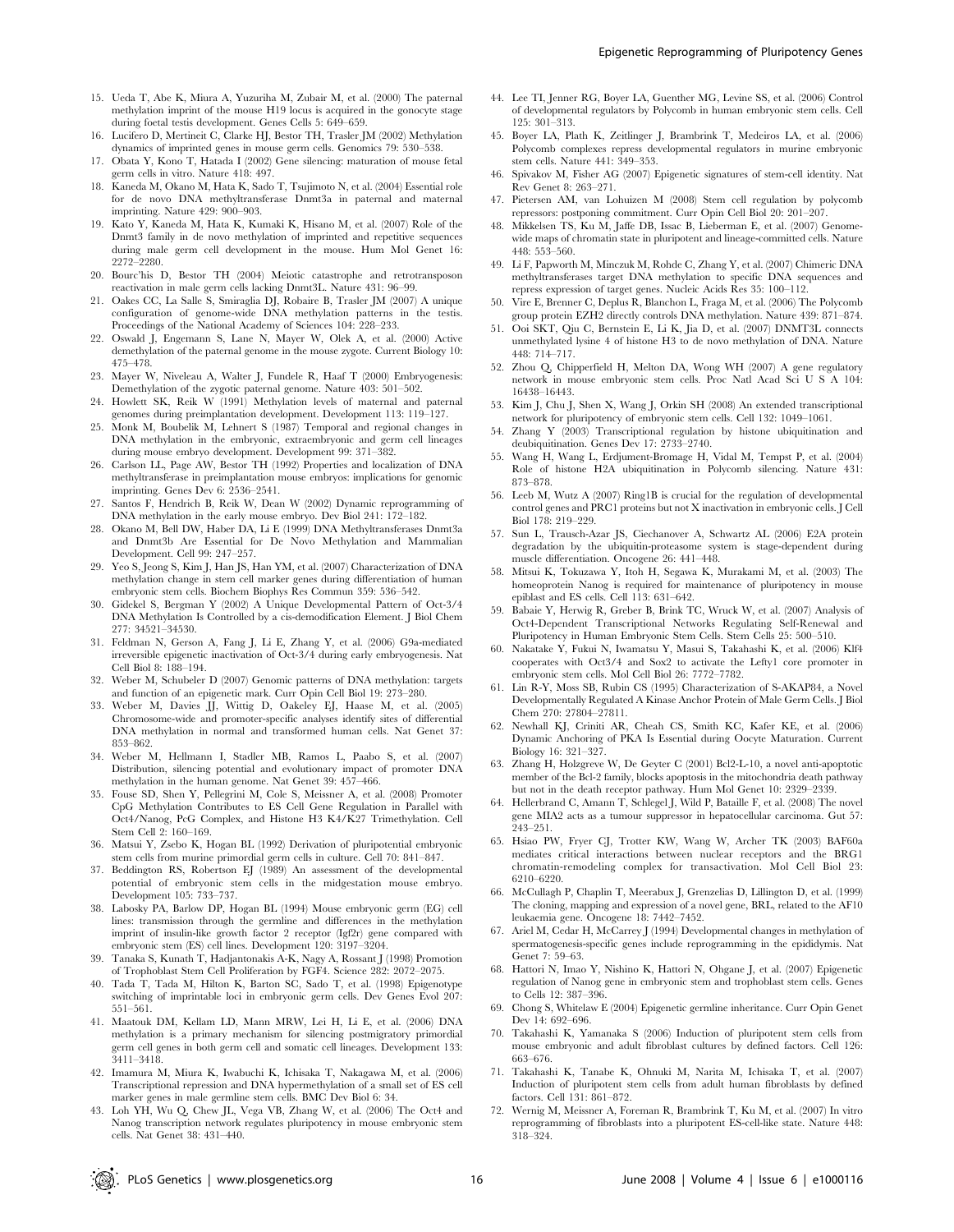15. Ueda T, Abe K, Miura A, Yuzuriha M, Zubair M, et al. (2000) The paternal methylation imprint of the mouse H19 locus is acquired in the gonocyte stage during foetal testis development. Genes Cells 5: 649–659.
16. Lucifero D, Mertineit C, Clarke HJ, Bestor TH, Trasler JM (2002) Methylation dynamics of imprinted genes in mouse germ cells. Genomics 79: 530–538.
17. Obata Y, Kono T, Hatada I (2002) Gene silencing: maturation of mouse fetal germ cells in vitro. Nature 418: 497.
18. Kaneda M, Okano M, Hata K, Sado T, Tsujimoto N, et al. (2004) Essential role for de novo DNA methyltransferase Dnmt3a in paternal and maternal imprinting. Nature 429: 900–903.
19. Kato Y, Kaneda M, Hata K, Kumaki K, Hisano M, et al. (2007) Role of the Dnmt3 family in de novo methylation of imprinted and repetitive sequences during male germ cell development in the mouse. Hum Mol Genet 16: 2272–2280.
20. Bourc'his D, Bestor TH (2004) Meiotic catastrophe and retrotransposon reactivation in male germ cells lacking Dnmt3L. Nature 431: 96–99.
21. Oakes CC, La Salle S, Smiraglia DJ, Robaire B, Trasler JM (2007) A unique configuration of genome-wide DNA methylation patterns in the testis. Proceedings of the National Academy of Sciences 104: 228–233.
22. Oswald J, Engemann S, Lane N, Mayer W, Olek A, et al. (2000) Active demethylation of the paternal genome in the mouse zygote. Current Biology 10: 475–478.
23. Mayer W, Niveleau A, Walter J, Fundele R, Haaf T (2000) Embryogenesis: Demethylation of the zygotic paternal genome. Nature 403: 501–502.
24. Howlett SK, Reik W (1991) Methylation levels of maternal and paternal genomes during preimplantation development. Development 113: 119–127.
25. Monk M, Boubelik M, Lehnert S (1987) Temporal and regional changes in DNA methylation in the embryonic, extraembryonic and germ cell lineages during mouse embryo development. Development 99: 371–382.
26. Carlson LL, Page AW, Bestor TH (1992) Properties and localization of DNA methyltransferase in preimplantation mouse embryos: implications for genomic imprinting. Genes Dev 6: 2536–2541.
27. Santos F, Hendrich B, Reik W, Dean W (2002) Dynamic reprogramming of DNA methylation in the early mouse embryo. Dev Biol 241: 172–182.
28. Okano M, Bell DW, Haber DA, Li E (1999) DNA Methyltransferases Dnmt3a and Dnmt3b Are Essential for De Novo Methylation and Mammalian Development. Cell 99: 247–257.
29. Yeo S, Jeong S, Kim J, Han JS, Han YM, et al. (2007) Characterization of DNA methylation change in stem cell marker genes during differentiation of human embryonic stem cells. Biochem Biophys Res Commun 359: 536–542.
30. Gidekel S, Bergman Y (2002) A Unique Developmental Pattern of Oct-3/4 DNA Methylation Is Controlled by a cis-demodification Element. J Biol Chem 277: 34521–34530.
31. Feldman N, Gerson A, Fang J, Li E, Zhang Y, et al. (2006) G9a-mediated irreversible epigenetic inactivation of Oct-3/4 during early embryogenesis. Nat Cell Biol 8: 188–194.
32. Weber M, Schubeler D (2007) Genomic patterns of DNA methylation: targets and function of an epigenetic mark. Curr Opin Cell Biol 19: 273–280.
33. Weber M, Davies JJ, Wittig D, Oakeley EJ, Haase M, et al. (2005) Chromosome-wide and promoter-specific analyses identify sites of differential DNA methylation in normal and transformed human cells. Nat Genet 37: 853–862.
34. Weber M, Hellmann I, Stadler MB, Ramos L, Paabo S, et al. (2007) Distribution, silencing potential and evolutionary impact of promoter DNA methylation in the human genome. Nat Genet 39: 457–466.
35. Fouse SD, Shen Y, Pellegrini M, Cole S, Meissner A, et al. (2008) Promoter CpG Methylation Contributes to ES Cell Gene Regulation in Parallel with Oct4/Nanog, PcG Complex, and Histone H3 K4/K27 Trimethylation. Cell Stem Cell 2: 160–169.
36. Matsui Y, Zsebo K, Hogan BL (1992) Derivation of pluripotential embryonic stem cells from murine primordial germ cells in culture. Cell 70: 841–847.
37. Beddington RS, Robertson EJ (1989) An assessment of the developmental potential of embryonic stem cells in the midgestation mouse embryo. Development 105: 733–737.
38. Labosky PA, Barlow DP, Hogan BL (1994) Mouse embryonic germ (EG) cell lines: transmission through the germline and differences in the methylation imprint of insulin-like growth factor 2 receptor (Igf2r) gene compared with embryonic stem (ES) cell lines. Development 120: 3197–3204.
39. Tanaka S, Kunath T, Hadjantonakis A-K, Nagy A, Rossant J (1998) Promotion of Trophoblast Stem Cell Proliferation by FGF4. Science 282: 2072–2075.
40. Tada T, Tada M, Hilton K, Barton SC, Sado T, et al. (1998) Epigenotype switching of imprintable loci in embryonic germ cells. Dev Genes Evol 207: 551–561.
41. Maatouk DM, Kellam LD, Mann MRW, Lei H, Li E, et al. (2006) DNA methylation is a primary mechanism for silencing postmigratory primordial germ cell genes in both germ cell and somatic cell lineages. Development 133: 3411–3418.
42. Imamura M, Miura K, Iwabuchi K, Ichisaka T, Nakagawa M, et al. (2006) Transcriptional repression and DNA hypermethylation of a small set of ES cell marker genes in male germline stem cells. BMC Dev Biol 6: 34.
43. Loh YH, Wu Q, Chew JL, Vega VB, Zhang W, et al. (2006) The Oct4 and Nanog transcription network regulates pluripotency in mouse embryonic stem cells. Nat Genet 38: 431–440.
44. Lee TI, Jenner RG, Boyer LA, Guenther MG, Levine SS, et al. (2006) Control of developmental regulators by Polycomb in human embryonic stem cells. Cell 125: 301–313.
45. Boyer LA, Plath K, Zeitlinger J, Brambrink T, Medeiros LA, et al. (2006) Polycomb complexes repress developmental regulators in murine embryonic stem cells. Nature 441: 349–353.
46. Spivakov M, Fisher AG (2007) Epigenetic signatures of stem-cell identity. Nat Rev Genet 8: 263–271.
47. Pietersen AM, van Lohuizen M (2008) Stem cell regulation by polycomb repressors: postponing commitment. Curr Opin Cell Biol 20: 201–207.
48. Mikkelsen TS, Ku M, Jaffe DB, Issac B, Lieberman E, et al. (2007) Genome-wide maps of chromatin state in pluripotent and lineage-committed cells. Nature 448: 553–560.
49. Li F, Papworth M, Minczuk M, Rohde C, Zhang Y, et al. (2007) Chimeric DNA methyltransferases target DNA methylation to specific DNA sequences and repress expression of target genes. Nucleic Acids Res 35: 100–112.
50. Vire E, Brenner C, Deplus R, Blanchon L, Fraga M, et al. (2006) The Polycomb group protein EZH2 directly controls DNA methylation. Nature 439: 871–874.
51. Ooi SKT, Qiu C, Bernstein E, Li K, Jia D, et al. (2007) DNMT3L connects unmethylated lysine 4 of histone H3 to de novo methylation of DNA. Nature 448: 714–717.
52. Zhou Q, Chipperfield H, Melton DA, Wong WH (2007) A gene regulatory network in mouse embryonic stem cells. Proc Natl Acad Sci U S A 104: 16438–16443.
53. Kim J, Chu J, Shen X, Wang J, Orkin SH (2008) An extended transcriptional network for pluripotency of embryonic stem cells. Cell 132: 1049–1061.
54. Zhang Y (2003) Transcriptional regulation by histone ubiquitination and deubiquitination. Genes Dev 17: 2733–2740.
55. Wang H, Wang L, Erdjument-Bromage H, Vidal M, Tempst P, et al. (2004) Role of histone H2A ubiquitination in Polycomb silencing. Nature 431: 873–878.
56. Leeb M, Wutz A (2007) Ring1B is crucial for the regulation of developmental control genes and PRC1 proteins but not X inactivation in embryonic cells. J Cell Biol 178: 219–229.
57. Sun L, Trausch-Azar JS, Ciechanover A, Schwartz AL (2006) E2A protein degradation by the ubiquitin-proteasome system is stage-dependent during muscle differentiation. Oncogene 26: 441–448.
58. Mitsui K, Tokuzawa Y, Itoh H, Segawa K, Murakami M, et al. (2003) The homeoprotein Nanog is required for maintenance of pluripotency in mouse epiblast and ES cells. Cell 113: 631–642.
59. Babaie Y, Herwig R, Greber B, Brink TC, Wruck W, et al. (2007) Analysis of Oct4-Dependent Transcriptional Networks Regulating Self-Renewal and Pluripotency in Human Embryonic Stem Cells. Stem Cells 25: 500–510.
60. Nakatake Y, Fukui N, Iwamatsu Y, Masui S, Takahashi K, et al. (2006) Klf4 cooperates with Oct3/4 and Sox2 to activate the Lefty1 core promoter in embryonic stem cells. Mol Cell Biol 26: 7772–7782.
61. Lin R-Y, Moss SB, Rubin CS (1995) Characterization of S-AKAP84, a Novel Developmentally Regulated A Kinase Anchor Protein of Male Germ Cells. J Biol Chem 270: 27804–27811.
62. Newhall KJ, Criniti AR, Cheah CS, Smith KC, Kafer KE, et al. (2006) Dynamic Anchoring of PKA Is Essential during Oocyte Maturation. Current Biology 16: 321–327.
63. Zhang H, Holzgreve W, De Geyter C (2001) Bcl2-L-10, a novel anti-apoptotic member of the Bcl-2 family, blocks apoptosis in the mitochondria death pathway but not in the death receptor pathway. Hum Mol Genet 10: 2329–2339.
64. Hellerbrand C, Amann T, Schlegel J, Wild P, Bataille F, et al. (2008) The novel gene MIA2 acts as a tumour suppressor in hepatocellular carcinoma. Gut 57: 243–251.
65. Hsiao PW, Fryer CJ, Trotter KW, Wang W, Archer TK (2003) BAF60a mediates critical interactions between nuclear receptors and the BRG1 chromatin-remodeling complex for transactivation. Mol Cell Biol 23: 6210–6220.
66. McCullagh P, Chaplin T, Meerabux J, Grenzelias D, Lillington D, et al. (1999) The cloning, mapping and expression of a novel gene, BRL, related to the AF10 leukaemia gene. Oncogene 18: 7442–7452.
67. Ariel M, Cedar H, McCarrey J (1994) Developmental changes in methylation of spermatogenesis-specific genes include reprogramming in the epididymis. Nat Genet 7: 59–63.
68. Hattori N, Imao Y, Nishino K, Hattori N, Ohgane J, et al. (2007) Epigenetic regulation of Nanog gene in embryonic stem and trophoblast stem cells. Genes to Cells 12: 387–396.
69. Chong S, Whitelaw E (2004) Epigenetic germline inheritance. Curr Opin Genet Dev 14: 692–696.
70. Takahashi K, Yamanaka S (2006) Induction of pluripotent stem cells from mouse embryonic and adult fibroblast cultures by defined factors. Cell 126: 663–676.
71. Takahashi K, Tanabe K, Ohnuki M, Narita M, Ichisaka T, et al. (2007) Induction of pluripotent stem cells from adult human fibroblasts by defined factors. Cell 131: 861–872.
72. Wernig M, Meissner A, Foreman R, Brambrink T, Ku M, et al. (2007) In vitro reprogramming of fibroblasts into a pluripotent ES-cell-like state. Nature 448: 318–324.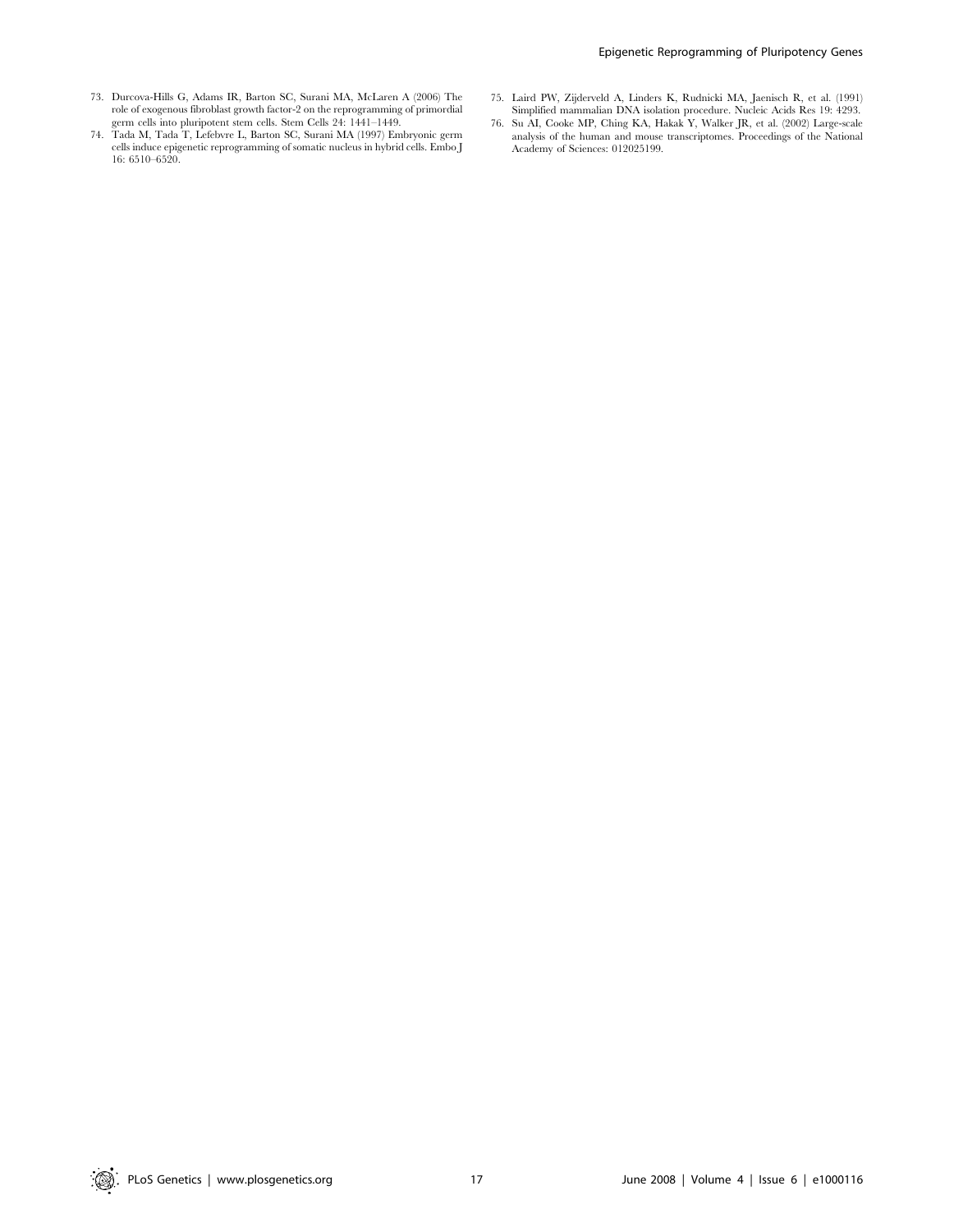73. Durcova-Hills G, Adams IR, Barton SC, Surani MA, McLaren A (2006) The role of exogenous fibroblast growth factor-2 on the reprogramming of primordial germ cells into pluripotent stem cells. Stem Cells 24: 1441–1449.
74. Tada M, Tada T, Lefebvre L, Barton SC, Surani MA (1997) Embryonic germ cells induce epigenetic reprogramming of somatic nucleus in hybrid cells. Embo J 16: 6510–6520.
75. Laird PW, Zijderveld A, Linders K, Rudnicki MA, Jaenisch R, et al. (1991) Simplified mammalian DNA isolation procedure. Nucleic Acids Res 19: 4293.
76. Su AI, Cooke MP, Ching KA, Hakak Y, Walker JR, et al. (2002) Large-scale analysis of the human and mouse transcriptomes. Proceedings of the National Academy of Sciences: 012025199.